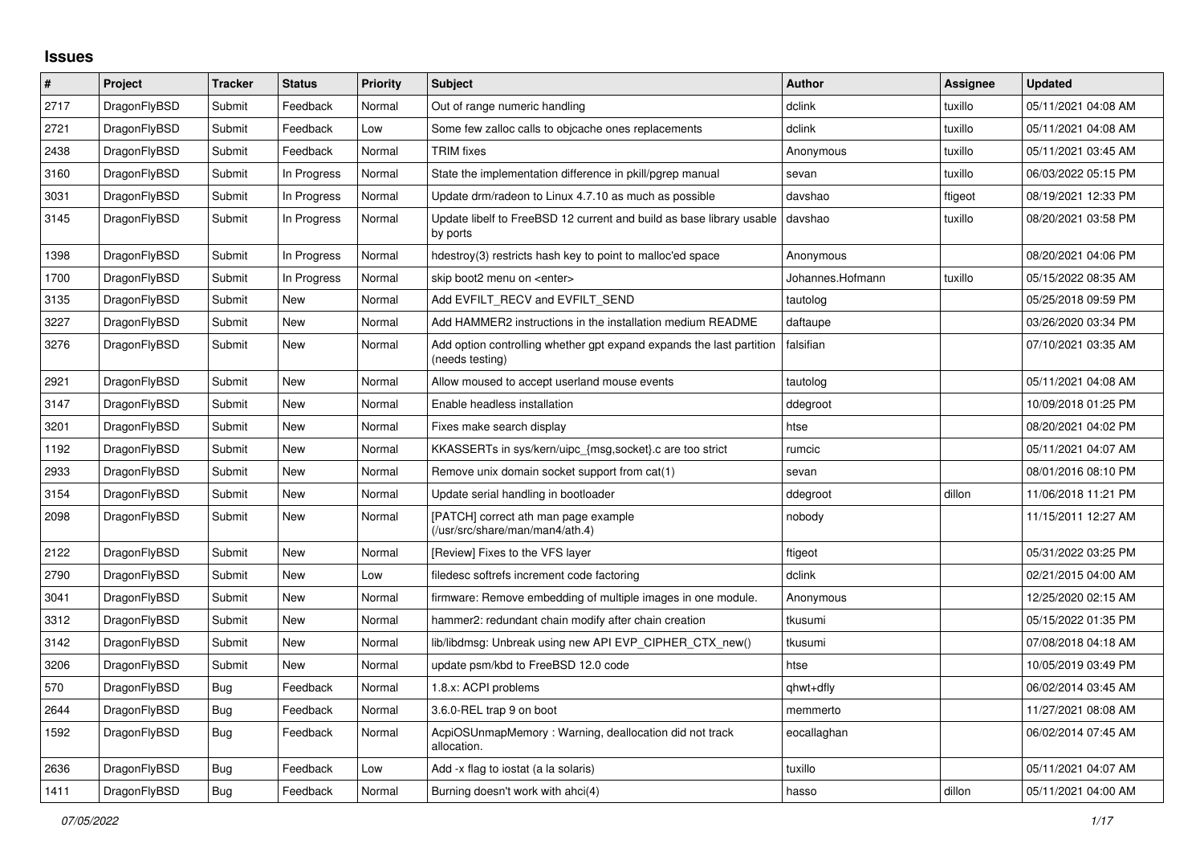# Issues

| # | Project | Tracker | Status | Priority | Subject | Author | Assignee | Updated |
|---|---|---|---|---|---|---|---|---|
| 2717 | DragonFlyBSD | Submit | Feedback | Normal | Out of range numeric handling | dclink | tuxillo | 05/11/2021 04:08 AM |
| 2721 | DragonFlyBSD | Submit | Feedback | Low | Some few zalloc calls to objcache ones replacements | dclink | tuxillo | 05/11/2021 04:08 AM |
| 2438 | DragonFlyBSD | Submit | Feedback | Normal | TRIM fixes | Anonymous | tuxillo | 05/11/2021 03:45 AM |
| 3160 | DragonFlyBSD | Submit | In Progress | Normal | State the implementation difference in pkill/pgrep manual | sevan | tuxillo | 06/03/2022 05:15 PM |
| 3031 | DragonFlyBSD | Submit | In Progress | Normal | Update drm/radeon to Linux 4.7.10 as much as possible | davshao | ftigeot | 08/19/2021 12:33 PM |
| 3145 | DragonFlyBSD | Submit | In Progress | Normal | Update libelf to FreeBSD 12 current and build as base library usable by ports | davshao | tuxillo | 08/20/2021 03:58 PM |
| 1398 | DragonFlyBSD | Submit | In Progress | Normal | hdestroy(3) restricts hash key to point to malloc'ed space | Anonymous | | 08/20/2021 04:06 PM |
| 1700 | DragonFlyBSD | Submit | In Progress | Normal | skip boot2 menu on <enter> | Johannes.Hofmann | tuxillo | 05/15/2022 08:35 AM |
| 3135 | DragonFlyBSD | Submit | New | Normal | Add EVFILT_RECV and EVFILT_SEND | tautolog | | 05/25/2018 09:59 PM |
| 3227 | DragonFlyBSD | Submit | New | Normal | Add HAMMER2 instructions in the installation medium README | daftaupe | | 03/26/2020 03:34 PM |
| 3276 | DragonFlyBSD | Submit | New | Normal | Add option controlling whether gpt expand expands the last partition (needs testing) | falsifian | | 07/10/2021 03:35 AM |
| 2921 | DragonFlyBSD | Submit | New | Normal | Allow moused to accept userland mouse events | tautolog | | 05/11/2021 04:08 AM |
| 3147 | DragonFlyBSD | Submit | New | Normal | Enable headless installation | ddegroot | | 10/09/2018 01:25 PM |
| 3201 | DragonFlyBSD | Submit | New | Normal | Fixes make search display | htse | | 08/20/2021 04:02 PM |
| 1192 | DragonFlyBSD | Submit | New | Normal | KKASSERTs in sys/kern/uipc_{msg,socket}.c are too strict | rumcic | | 05/11/2021 04:07 AM |
| 2933 | DragonFlyBSD | Submit | New | Normal | Remove unix domain socket support from cat(1) | sevan | | 08/01/2016 08:10 PM |
| 3154 | DragonFlyBSD | Submit | New | Normal | Update serial handling in bootloader | ddegroot | dillon | 11/06/2018 11:21 PM |
| 2098 | DragonFlyBSD | Submit | New | Normal | [PATCH] correct ath man page example (/usr/src/share/man/man4/ath.4) | nobody | | 11/15/2011 12:27 AM |
| 2122 | DragonFlyBSD | Submit | New | Normal | [Review] Fixes to the VFS layer | ftigeot | | 05/31/2022 03:25 PM |
| 2790 | DragonFlyBSD | Submit | New | Low | filedesc softrefs increment code factoring | dclink | | 02/21/2015 04:00 AM |
| 3041 | DragonFlyBSD | Submit | New | Normal | firmware: Remove embedding of multiple images in one module. | Anonymous | | 12/25/2020 02:15 AM |
| 3312 | DragonFlyBSD | Submit | New | Normal | hammer2: redundant chain modify after chain creation | tkusumi | | 05/15/2022 01:35 PM |
| 3142 | DragonFlyBSD | Submit | New | Normal | lib/libdmsg: Unbreak using new API EVP_CIPHER_CTX_new() | tkusumi | | 07/08/2018 04:18 AM |
| 3206 | DragonFlyBSD | Submit | New | Normal | update psm/kbd to FreeBSD 12.0 code | htse | | 10/05/2019 03:49 PM |
| 570 | DragonFlyBSD | Bug | Feedback | Normal | 1.8.x: ACPI problems | qhwt+dfly | | 06/02/2014 03:45 AM |
| 2644 | DragonFlyBSD | Bug | Feedback | Normal | 3.6.0-REL trap 9 on boot | memmerto | | 11/27/2021 08:08 AM |
| 1592 | DragonFlyBSD | Bug | Feedback | Normal | AcpiOSUnmapMemory : Warning, deallocation did not track allocation. | eocallaghan | | 06/02/2014 07:45 AM |
| 2636 | DragonFlyBSD | Bug | Feedback | Low | Add -x flag to iostat (a la solaris) | tuxillo | | 05/11/2021 04:07 AM |
| 1411 | DragonFlyBSD | Bug | Feedback | Normal | Burning doesn't work with ahci(4) | hasso | dillon | 05/11/2021 04:00 AM |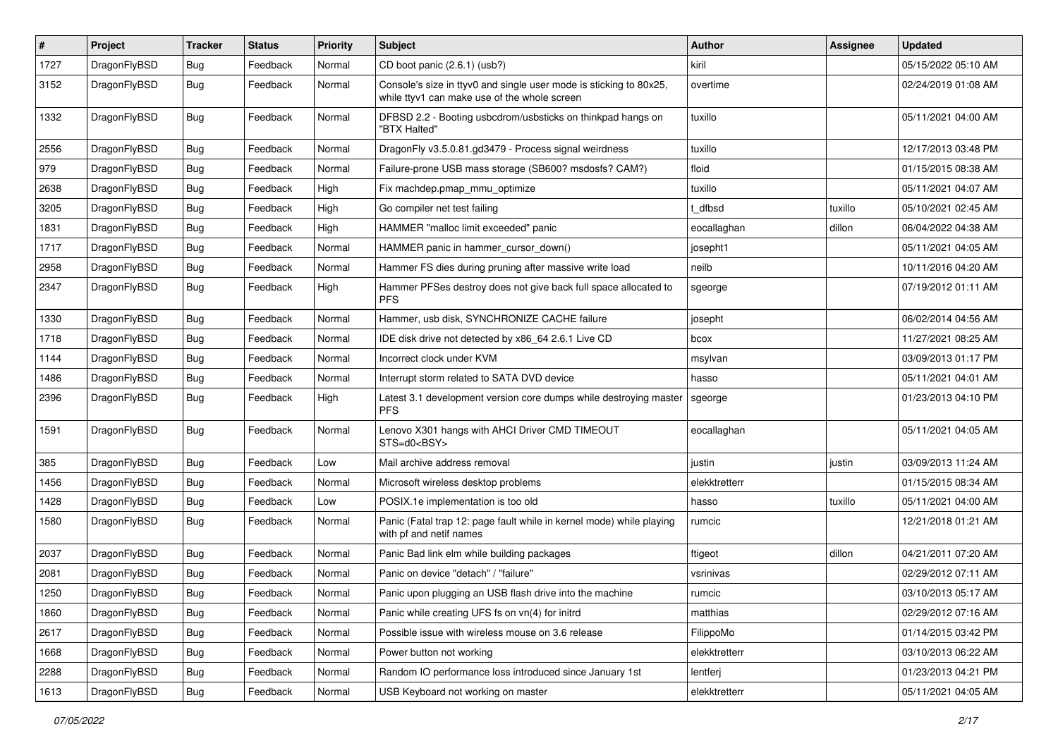| # | Project | Tracker | Status | Priority | Subject | Author | Assignee | Updated |
|---|---|---|---|---|---|---|---|---|
| 1727 | DragonFlyBSD | Bug | Feedback | Normal | CD boot panic (2.6.1) (usb?) | kiril | | 05/15/2022 05:10 AM |
| 3152 | DragonFlyBSD | Bug | Feedback | Normal | Console's size in ttyv0 and single user mode is sticking to 80x25, while ttyv1 can make use of the whole screen | overtime | | 02/24/2019 01:08 AM |
| 1332 | DragonFlyBSD | Bug | Feedback | Normal | DFBSD 2.2 - Booting usbcdrom/usbsticks on thinkpad hangs on "BTX Halted" | tuxillo | | 05/11/2021 04:00 AM |
| 2556 | DragonFlyBSD | Bug | Feedback | Normal | DragonFly v3.5.0.81.gd3479 - Process signal weirdness | tuxillo | | 12/17/2013 03:48 PM |
| 979 | DragonFlyBSD | Bug | Feedback | Normal | Failure-prone USB mass storage (SB600? msdosfs? CAM?) | floid | | 01/15/2015 08:38 AM |
| 2638 | DragonFlyBSD | Bug | Feedback | High | Fix machdep.pmap_mmu_optimize | tuxillo | | 05/11/2021 04:07 AM |
| 3205 | DragonFlyBSD | Bug | Feedback | High | Go compiler net test failing | t_dfbsd | tuxillo | 05/10/2021 02:45 AM |
| 1831 | DragonFlyBSD | Bug | Feedback | High | HAMMER "malloc limit exceeded" panic | eocallaghan | dillon | 06/04/2022 04:38 AM |
| 1717 | DragonFlyBSD | Bug | Feedback | Normal | HAMMER panic in hammer_cursor_down() | josepht1 | | 05/11/2021 04:05 AM |
| 2958 | DragonFlyBSD | Bug | Feedback | Normal | Hammer FS dies during pruning after massive write load | neilb | | 10/11/2016 04:20 AM |
| 2347 | DragonFlyBSD | Bug | Feedback | High | Hammer PFSes destroy does not give back full space allocated to PFS | sgeorge | | 07/19/2012 01:11 AM |
| 1330 | DragonFlyBSD | Bug | Feedback | Normal | Hammer, usb disk, SYNCHRONIZE CACHE failure | josepht | | 06/02/2014 04:56 AM |
| 1718 | DragonFlyBSD | Bug | Feedback | Normal | IDE disk drive not detected by x86_64 2.6.1 Live CD | bcox | | 11/27/2021 08:25 AM |
| 1144 | DragonFlyBSD | Bug | Feedback | Normal | Incorrect clock under KVM | msylvan | | 03/09/2013 01:17 PM |
| 1486 | DragonFlyBSD | Bug | Feedback | Normal | Interrupt storm related to SATA DVD device | hasso | | 05/11/2021 04:01 AM |
| 2396 | DragonFlyBSD | Bug | Feedback | High | Latest 3.1 development version core dumps while destroying master PFS | sgeorge | | 01/23/2013 04:10 PM |
| 1591 | DragonFlyBSD | Bug | Feedback | Normal | Lenovo X301 hangs with AHCI Driver CMD TIMEOUT STS=d0<BSY> | eocallaghan | | 05/11/2021 04:05 AM |
| 385 | DragonFlyBSD | Bug | Feedback | Low | Mail archive address removal | justin | justin | 03/09/2013 11:24 AM |
| 1456 | DragonFlyBSD | Bug | Feedback | Normal | Microsoft wireless desktop problems | elekktretterr | | 01/15/2015 08:34 AM |
| 1428 | DragonFlyBSD | Bug | Feedback | Low | POSIX.1e implementation is too old | hasso | tuxillo | 05/11/2021 04:00 AM |
| 1580 | DragonFlyBSD | Bug | Feedback | Normal | Panic (Fatal trap 12: page fault while in kernel mode) while playing with pf and netif names | rumcic | | 12/21/2018 01:21 AM |
| 2037 | DragonFlyBSD | Bug | Feedback | Normal | Panic Bad link elm while building packages | ftigeot | dillon | 04/21/2011 07:20 AM |
| 2081 | DragonFlyBSD | Bug | Feedback | Normal | Panic on device "detach" / "failure" | vsrinivas | | 02/29/2012 07:11 AM |
| 1250 | DragonFlyBSD | Bug | Feedback | Normal | Panic upon plugging an USB flash drive into the machine | rumcic | | 03/10/2013 05:17 AM |
| 1860 | DragonFlyBSD | Bug | Feedback | Normal | Panic while creating UFS fs on vn(4) for initrd | matthias | | 02/29/2012 07:16 AM |
| 2617 | DragonFlyBSD | Bug | Feedback | Normal | Possible issue with wireless mouse on 3.6 release | FilippoMo | | 01/14/2015 03:42 PM |
| 1668 | DragonFlyBSD | Bug | Feedback | Normal | Power button not working | elekktretterr | | 03/10/2013 06:22 AM |
| 2288 | DragonFlyBSD | Bug | Feedback | Normal | Random IO performance loss introduced since January 1st | lentferj | | 01/23/2013 04:21 PM |
| 1613 | DragonFlyBSD | Bug | Feedback | Normal | USB Keyboard not working on master | elekktretterr | | 05/11/2021 04:05 AM |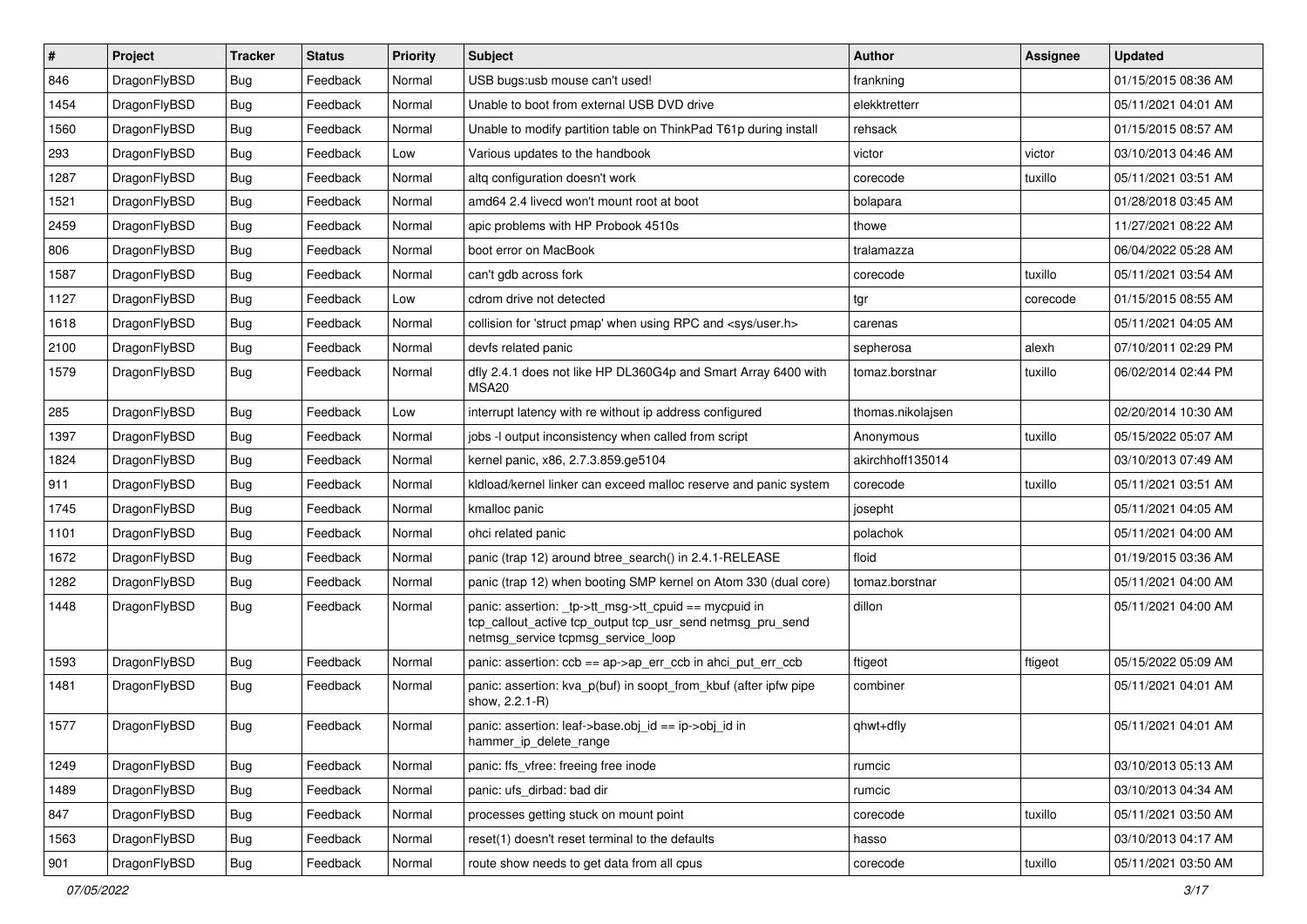| # | Project | Tracker | Status | Priority | Subject | Author | Assignee | Updated |
|---|---|---|---|---|---|---|---|---|
| 846 | DragonFlyBSD | Bug | Feedback | Normal | USB bugs:usb mouse can't used! | frankning | | 01/15/2015 08:36 AM |
| 1454 | DragonFlyBSD | Bug | Feedback | Normal | Unable to boot from external USB DVD drive | elekktretterr | | 05/11/2021 04:01 AM |
| 1560 | DragonFlyBSD | Bug | Feedback | Normal | Unable to modify partition table on ThinkPad T61p during install | rehsack | | 01/15/2015 08:57 AM |
| 293 | DragonFlyBSD | Bug | Feedback | Low | Various updates to the handbook | victor | victor | 03/10/2013 04:46 AM |
| 1287 | DragonFlyBSD | Bug | Feedback | Normal | altq configuration doesn't work | corecode | tuxillo | 05/11/2021 03:51 AM |
| 1521 | DragonFlyBSD | Bug | Feedback | Normal | amd64 2.4 livecd won't mount root at boot | bolapara | | 01/28/2018 03:45 AM |
| 2459 | DragonFlyBSD | Bug | Feedback | Normal | apic problems with HP Probook 4510s | thowe | | 11/27/2021 08:22 AM |
| 806 | DragonFlyBSD | Bug | Feedback | Normal | boot error on MacBook | tralamazza | | 06/04/2022 05:28 AM |
| 1587 | DragonFlyBSD | Bug | Feedback | Normal | can't gdb across fork | corecode | tuxillo | 05/11/2021 03:54 AM |
| 1127 | DragonFlyBSD | Bug | Feedback | Low | cdrom drive not detected | tgr | corecode | 01/15/2015 08:55 AM |
| 1618 | DragonFlyBSD | Bug | Feedback | Normal | collision for 'struct pmap' when using RPC and <sys/user.h> | carenas | | 05/11/2021 04:05 AM |
| 2100 | DragonFlyBSD | Bug | Feedback | Normal | devfs related panic | sepherosa | alexh | 07/10/2011 02:29 PM |
| 1579 | DragonFlyBSD | Bug | Feedback | Normal | dfly 2.4.1 does not like HP DL360G4p and Smart Array 6400 with MSA20 | tomaz.borstnar | tuxillo | 06/02/2014 02:44 PM |
| 285 | DragonFlyBSD | Bug | Feedback | Low | interrupt latency with re without ip address configured | thomas.nikolajsen | | 02/20/2014 10:30 AM |
| 1397 | DragonFlyBSD | Bug | Feedback | Normal | jobs -l output inconsistency when called from script | Anonymous | tuxillo | 05/15/2022 05:07 AM |
| 1824 | DragonFlyBSD | Bug | Feedback | Normal | kernel panic, x86, 2.7.3.859.ge5104 | akirchhoff135014 | | 03/10/2013 07:49 AM |
| 911 | DragonFlyBSD | Bug | Feedback | Normal | kldload/kernel linker can exceed malloc reserve and panic system | corecode | tuxillo | 05/11/2021 03:51 AM |
| 1745 | DragonFlyBSD | Bug | Feedback | Normal | kmalloc panic | josepht | | 05/11/2021 04:05 AM |
| 1101 | DragonFlyBSD | Bug | Feedback | Normal | ohci related panic | polachok | | 05/11/2021 04:00 AM |
| 1672 | DragonFlyBSD | Bug | Feedback | Normal | panic (trap 12) around btree_search() in 2.4.1-RELEASE | floid | | 01/19/2015 03:36 AM |
| 1282 | DragonFlyBSD | Bug | Feedback | Normal | panic (trap 12) when booting SMP kernel on Atom 330 (dual core) | tomaz.borstnar | | 05/11/2021 04:00 AM |
| 1448 | DragonFlyBSD | Bug | Feedback | Normal | panic: assertion: _tp->tt_msg->tt_cpuid == mycpuid in tcp_callout_active tcp_output tcp_usr_send netmsg_pru_send netmsg_service tcpmsg_service_loop | dillon | | 05/11/2021 04:00 AM |
| 1593 | DragonFlyBSD | Bug | Feedback | Normal | panic: assertion: ccb == ap->ap_err_ccb in ahci_put_err_ccb | ftigeot | ftigeot | 05/15/2022 05:09 AM |
| 1481 | DragonFlyBSD | Bug | Feedback | Normal | panic: assertion: kva_p(buf) in soopt_from_kbuf (after ipfw pipe show, 2.2.1-R) | combiner | | 05/11/2021 04:01 AM |
| 1577 | DragonFlyBSD | Bug | Feedback | Normal | panic: assertion: leaf->base.obj_id == ip->obj_id in hammer_ip_delete_range | qhwt+dfly | | 05/11/2021 04:01 AM |
| 1249 | DragonFlyBSD | Bug | Feedback | Normal | panic: ffs_vfree: freeing free inode | rumcic | | 03/10/2013 05:13 AM |
| 1489 | DragonFlyBSD | Bug | Feedback | Normal | panic: ufs_dirbad: bad dir | rumcic | | 03/10/2013 04:34 AM |
| 847 | DragonFlyBSD | Bug | Feedback | Normal | processes getting stuck on mount point | corecode | tuxillo | 05/11/2021 03:50 AM |
| 1563 | DragonFlyBSD | Bug | Feedback | Normal | reset(1) doesn't reset terminal to the defaults | hasso | | 03/10/2013 04:17 AM |
| 901 | DragonFlyBSD | Bug | Feedback | Normal | route show needs to get data from all cpus | corecode | tuxillo | 05/11/2021 03:50 AM |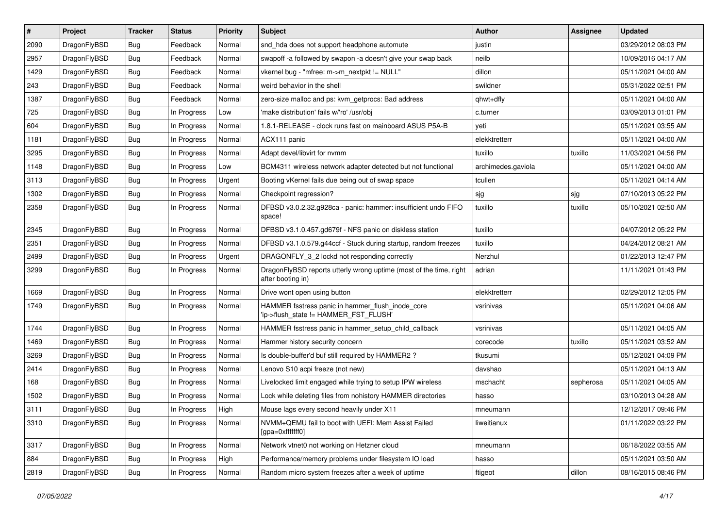| # | Project | Tracker | Status | Priority | Subject | Author | Assignee | Updated |
|---|---|---|---|---|---|---|---|---|
| 2090 | DragonFlyBSD | Bug | Feedback | Normal | snd_hda does not support headphone automute | justin | | 03/29/2012 08:03 PM |
| 2957 | DragonFlyBSD | Bug | Feedback | Normal | swapoff -a followed by swapon -a doesn't give your swap back | neilb | | 10/09/2016 04:17 AM |
| 1429 | DragonFlyBSD | Bug | Feedback | Normal | vkernel bug - "mfree: m->m_nextpkt != NULL" | dillon | | 05/11/2021 04:00 AM |
| 243 | DragonFlyBSD | Bug | Feedback | Normal | weird behavior in the shell | swildner | | 05/31/2022 02:51 PM |
| 1387 | DragonFlyBSD | Bug | Feedback | Normal | zero-size malloc and ps: kvm_getprocs: Bad address | qhwt+dfly | | 05/11/2021 04:00 AM |
| 725 | DragonFlyBSD | Bug | In Progress | Low | 'make distribution' fails w/'ro' /usr/obj | c.turner | | 03/09/2013 01:01 PM |
| 604 | DragonFlyBSD | Bug | In Progress | Normal | 1.8.1-RELEASE - clock runs fast on mainboard ASUS P5A-B | yeti | | 05/11/2021 03:55 AM |
| 1181 | DragonFlyBSD | Bug | In Progress | Normal | ACX111 panic | elekktretterr | | 05/11/2021 04:00 AM |
| 3295 | DragonFlyBSD | Bug | In Progress | Normal | Adapt devel/libvirt for nvmm | tuxillo | tuxillo | 11/03/2021 04:56 PM |
| 1148 | DragonFlyBSD | Bug | In Progress | Low | BCM4311 wireless network adapter detected but not functional | archimedes.gaviola | | 05/11/2021 04:00 AM |
| 3113 | DragonFlyBSD | Bug | In Progress | Urgent | Booting vKernel fails due being out of swap space | tcullen | | 05/11/2021 04:14 AM |
| 1302 | DragonFlyBSD | Bug | In Progress | Normal | Checkpoint regression? | sjg | sjg | 07/10/2013 05:22 PM |
| 2358 | DragonFlyBSD | Bug | In Progress | Normal | DFBSD v3.0.2.32.g928ca - panic: hammer: insufficient undo FIFO space! | tuxillo | tuxillo | 05/10/2021 02:50 AM |
| 2345 | DragonFlyBSD | Bug | In Progress | Normal | DFBSD v3.1.0.457.gd679f - NFS panic on diskless station | tuxillo | | 04/07/2012 05:22 PM |
| 2351 | DragonFlyBSD | Bug | In Progress | Normal | DFBSD v3.1.0.579.g44ccf - Stuck during startup, random freezes | tuxillo | | 04/24/2012 08:21 AM |
| 2499 | DragonFlyBSD | Bug | In Progress | Urgent | DRAGONFLY_3_2 lockd not responding correctly | Nerzhul | | 01/22/2013 12:47 PM |
| 3299 | DragonFlyBSD | Bug | In Progress | Normal | DragonFlyBSD reports utterly wrong uptime (most of the time, right after booting in) | adrian | | 11/11/2021 01:43 PM |
| 1669 | DragonFlyBSD | Bug | In Progress | Normal | Drive wont open using button | elekktretterr | | 02/29/2012 12:05 PM |
| 1749 | DragonFlyBSD | Bug | In Progress | Normal | HAMMER fsstress panic in hammer_flush_inode_core 'ip->flush_state != HAMMER_FST_FLUSH' | vsrinivas | | 05/11/2021 04:06 AM |
| 1744 | DragonFlyBSD | Bug | In Progress | Normal | HAMMER fsstress panic in hammer_setup_child_callback | vsrinivas | | 05/11/2021 04:05 AM |
| 1469 | DragonFlyBSD | Bug | In Progress | Normal | Hammer history security concern | corecode | tuxillo | 05/11/2021 03:52 AM |
| 3269 | DragonFlyBSD | Bug | In Progress | Normal | Is double-buffer'd buf still required by HAMMER2 ? | tkusumi | | 05/12/2021 04:09 PM |
| 2414 | DragonFlyBSD | Bug | In Progress | Normal | Lenovo S10 acpi freeze (not new) | davshao | | 05/11/2021 04:13 AM |
| 168 | DragonFlyBSD | Bug | In Progress | Normal | Livelocked limit engaged while trying to setup IPW wireless | mschacht | sepherosa | 05/11/2021 04:05 AM |
| 1502 | DragonFlyBSD | Bug | In Progress | Normal | Lock while deleting files from nohistory HAMMER directories | hasso | | 03/10/2013 04:28 AM |
| 3111 | DragonFlyBSD | Bug | In Progress | High | Mouse lags every second heavily under X11 | mneumann | | 12/12/2017 09:46 PM |
| 3310 | DragonFlyBSD | Bug | In Progress | Normal | NVMM+QEMU fail to boot with UEFI: Mem Assist Failed [gpa=0xfffffff0] | liweitianux | | 01/11/2022 03:22 PM |
| 3317 | DragonFlyBSD | Bug | In Progress | Normal | Network vtnet0 not working on Hetzner cloud | mneumann | | 06/18/2022 03:55 AM |
| 884 | DragonFlyBSD | Bug | In Progress | High | Performance/memory problems under filesystem IO load | hasso | | 05/11/2021 03:50 AM |
| 2819 | DragonFlyBSD | Bug | In Progress | Normal | Random micro system freezes after a week of uptime | ftigeot | dillon | 08/16/2015 08:46 PM |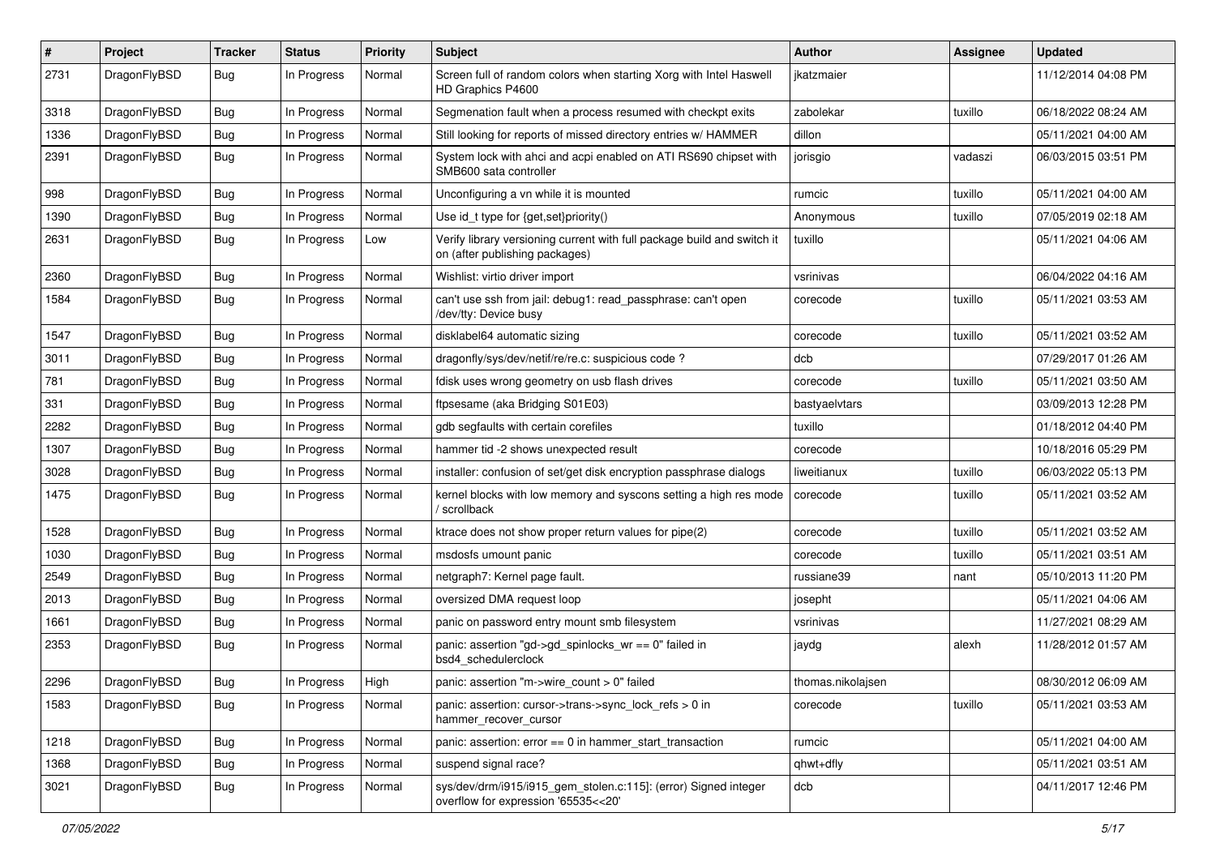| # | Project | Tracker | Status | Priority | Subject | Author | Assignee | Updated |
|---|---|---|---|---|---|---|---|---|
| 2731 | DragonFlyBSD | Bug | In Progress | Normal | Screen full of random colors when starting Xorg with Intel Haswell HD Graphics P4600 | jkatzmaier | | 11/12/2014 04:08 PM |
| 3318 | DragonFlyBSD | Bug | In Progress | Normal | Segmenation fault when a process resumed with checkpt exits | zabolekar | tuxillo | 06/18/2022 08:24 AM |
| 1336 | DragonFlyBSD | Bug | In Progress | Normal | Still looking for reports of missed directory entries w/ HAMMER | dillon | | 05/11/2021 04:00 AM |
| 2391 | DragonFlyBSD | Bug | In Progress | Normal | System lock with ahci and acpi enabled on ATI RS690 chipset with SMB600 sata controller | jorisgio | vadaszi | 06/03/2015 03:51 PM |
| 998 | DragonFlyBSD | Bug | In Progress | Normal | Unconfiguring a vn while it is mounted | rumcic | tuxillo | 05/11/2021 04:00 AM |
| 1390 | DragonFlyBSD | Bug | In Progress | Normal | Use id_t type for {get,set}priority() | Anonymous | tuxillo | 07/05/2019 02:18 AM |
| 2631 | DragonFlyBSD | Bug | In Progress | Low | Verify library versioning current with full package build and switch it on (after publishing packages) | tuxillo | | 05/11/2021 04:06 AM |
| 2360 | DragonFlyBSD | Bug | In Progress | Normal | Wishlist: virtio driver import | vsrinivas | | 06/04/2022 04:16 AM |
| 1584 | DragonFlyBSD | Bug | In Progress | Normal | can't use ssh from jail: debug1: read_passphrase: can't open /dev/tty: Device busy | corecode | tuxillo | 05/11/2021 03:53 AM |
| 1547 | DragonFlyBSD | Bug | In Progress | Normal | disklabel64 automatic sizing | corecode | tuxillo | 05/11/2021 03:52 AM |
| 3011 | DragonFlyBSD | Bug | In Progress | Normal | dragonfly/sys/dev/netif/re/re.c: suspicious code ? | dcb | | 07/29/2017 01:26 AM |
| 781 | DragonFlyBSD | Bug | In Progress | Normal | fdisk uses wrong geometry on usb flash drives | corecode | tuxillo | 05/11/2021 03:50 AM |
| 331 | DragonFlyBSD | Bug | In Progress | Normal | ftpsesame (aka Bridging S01E03) | bastyaelvtars | | 03/09/2013 12:28 PM |
| 2282 | DragonFlyBSD | Bug | In Progress | Normal | gdb segfaults with certain corefiles | tuxillo | | 01/18/2012 04:40 PM |
| 1307 | DragonFlyBSD | Bug | In Progress | Normal | hammer tid -2 shows unexpected result | corecode | | 10/18/2016 05:29 PM |
| 3028 | DragonFlyBSD | Bug | In Progress | Normal | installer: confusion of set/get disk encryption passphrase dialogs | liweitianux | tuxillo | 06/03/2022 05:13 PM |
| 1475 | DragonFlyBSD | Bug | In Progress | Normal | kernel blocks with low memory and syscons setting a high res mode / scrollback | corecode | tuxillo | 05/11/2021 03:52 AM |
| 1528 | DragonFlyBSD | Bug | In Progress | Normal | ktrace does not show proper return values for pipe(2) | corecode | tuxillo | 05/11/2021 03:52 AM |
| 1030 | DragonFlyBSD | Bug | In Progress | Normal | msdosfs umount panic | corecode | tuxillo | 05/11/2021 03:51 AM |
| 2549 | DragonFlyBSD | Bug | In Progress | Normal | netgraph7: Kernel page fault. | russiane39 | nant | 05/10/2013 11:20 PM |
| 2013 | DragonFlyBSD | Bug | In Progress | Normal | oversized DMA request loop | josepht | | 05/11/2021 04:06 AM |
| 1661 | DragonFlyBSD | Bug | In Progress | Normal | panic on password entry mount smb filesystem | vsrinivas | | 11/27/2021 08:29 AM |
| 2353 | DragonFlyBSD | Bug | In Progress | Normal | panic: assertion "gd->gd_spinlocks_wr == 0" failed in bsd4_schedulerclock | jaydg | alexh | 11/28/2012 01:57 AM |
| 2296 | DragonFlyBSD | Bug | In Progress | High | panic: assertion "m->wire_count > 0" failed | thomas.nikolajsen | | 08/30/2012 06:09 AM |
| 1583 | DragonFlyBSD | Bug | In Progress | Normal | panic: assertion: cursor->trans->sync_lock_refs > 0 in hammer_recover_cursor | corecode | tuxillo | 05/11/2021 03:53 AM |
| 1218 | DragonFlyBSD | Bug | In Progress | Normal | panic: assertion: error == 0 in hammer_start_transaction | rumcic | | 05/11/2021 04:00 AM |
| 1368 | DragonFlyBSD | Bug | In Progress | Normal | suspend signal race? | qhwt+dfly | | 05/11/2021 03:51 AM |
| 3021 | DragonFlyBSD | Bug | In Progress | Normal | sys/dev/drm/i915/i915_gem_stolen.c:115]: (error) Signed integer overflow for expression '65535<<20' | dcb | | 04/11/2017 12:46 PM |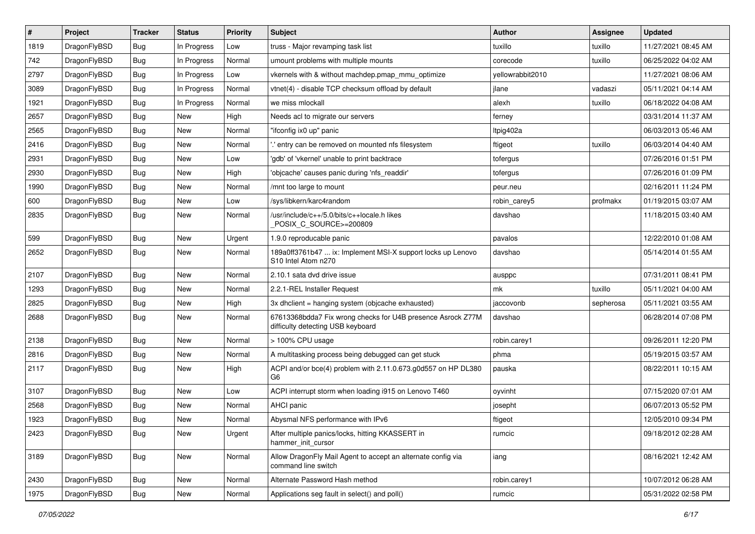| # | Project | Tracker | Status | Priority | Subject | Author | Assignee | Updated |
|---|---|---|---|---|---|---|---|---|
| 1819 | DragonFlyBSD | Bug | In Progress | Low | truss - Major revamping task list | tuxillo | tuxillo | 11/27/2021 08:45 AM |
| 742 | DragonFlyBSD | Bug | In Progress | Normal | umount problems with multiple mounts | corecode | tuxillo | 06/25/2022 04:02 AM |
| 2797 | DragonFlyBSD | Bug | In Progress | Low | vkernels with & without machdep.pmap_mmu_optimize | yellowrabbit2010 | | 11/27/2021 08:06 AM |
| 3089 | DragonFlyBSD | Bug | In Progress | Normal | vtnet(4) - disable TCP checksum offload by default | jlane | vadaszi | 05/11/2021 04:14 AM |
| 1921 | DragonFlyBSD | Bug | In Progress | Normal | we miss mlockall | alexh | tuxillo | 06/18/2022 04:08 AM |
| 2657 | DragonFlyBSD | Bug | New | High | Needs acl to migrate our servers | ferney | | 03/31/2014 11:37 AM |
| 2565 | DragonFlyBSD | Bug | New | Normal | "ifconfig ix0 up" panic | ltpig402a | | 06/03/2013 05:46 AM |
| 2416 | DragonFlyBSD | Bug | New | Normal | '.' entry can be removed on mounted nfs filesystem | ftigeot | tuxillo | 06/03/2014 04:40 AM |
| 2931 | DragonFlyBSD | Bug | New | Low | 'gdb' of 'vkernel' unable to print backtrace | tofergus | | 07/26/2016 01:51 PM |
| 2930 | DragonFlyBSD | Bug | New | High | 'objcache' causes panic during 'nfs_readdir' | tofergus | | 07/26/2016 01:09 PM |
| 1990 | DragonFlyBSD | Bug | New | Normal | /mnt too large to mount | peur.neu | | 02/16/2011 11:24 PM |
| 600 | DragonFlyBSD | Bug | New | Low | /sys/libkern/karc4random | robin_carey5 | profmakx | 01/19/2015 03:07 AM |
| 2835 | DragonFlyBSD | Bug | New | Normal | /usr/include/c++/5.0/bits/c++locale.h likes _POSIX_C_SOURCE>=200809 | davshao | | 11/18/2015 03:40 AM |
| 599 | DragonFlyBSD | Bug | New | Urgent | 1.9.0 reproducable panic | pavalos | | 12/22/2010 01:08 AM |
| 2652 | DragonFlyBSD | Bug | New | Normal | 189a0ff3761b47 ... ix: Implement MSI-X support locks up Lenovo S10 Intel Atom n270 | davshao | | 05/14/2014 01:55 AM |
| 2107 | DragonFlyBSD | Bug | New | Normal | 2.10.1 sata dvd drive issue | ausppc | | 07/31/2011 08:41 PM |
| 1293 | DragonFlyBSD | Bug | New | Normal | 2.2.1-REL Installer Request | mk | tuxillo | 05/11/2021 04:00 AM |
| 2825 | DragonFlyBSD | Bug | New | High | 3x dhclient = hanging system (objcache exhausted) | jaccovonb | sepherosa | 05/11/2021 03:55 AM |
| 2688 | DragonFlyBSD | Bug | New | Normal | 67613368bdda7 Fix wrong checks for U4B presence Asrock Z77M difficulty detecting USB keyboard | davshao | | 06/28/2014 07:08 PM |
| 2138 | DragonFlyBSD | Bug | New | Normal | > 100% CPU usage | robin.carey1 | | 09/26/2011 12:20 PM |
| 2816 | DragonFlyBSD | Bug | New | Normal | A multitasking process being debugged can get stuck | phma | | 05/19/2015 03:57 AM |
| 2117 | DragonFlyBSD | Bug | New | High | ACPI and/or bce(4) problem with 2.11.0.673.g0d557 on HP DL380 G6 | pauska | | 08/22/2011 10:15 AM |
| 3107 | DragonFlyBSD | Bug | New | Low | ACPI interrupt storm when loading i915 on Lenovo T460 | oyvinht | | 07/15/2020 07:01 AM |
| 2568 | DragonFlyBSD | Bug | New | Normal | AHCI panic | josepht | | 06/07/2013 05:52 PM |
| 1923 | DragonFlyBSD | Bug | New | Normal | Abysmal NFS performance with IPv6 | ftigeot | | 12/05/2010 09:34 PM |
| 2423 | DragonFlyBSD | Bug | New | Urgent | After multiple panics/locks, hitting KKASSERT in hammer_init_cursor | rumcic | | 09/18/2012 02:28 AM |
| 3189 | DragonFlyBSD | Bug | New | Normal | Allow DragonFly Mail Agent to accept an alternate config via command line switch | iang | | 08/16/2021 12:42 AM |
| 2430 | DragonFlyBSD | Bug | New | Normal | Alternate Password Hash method | robin.carey1 | | 10/07/2012 06:28 AM |
| 1975 | DragonFlyBSD | Bug | New | Normal | Applications seg fault in select() and poll() | rumcic | | 05/31/2022 02:58 PM |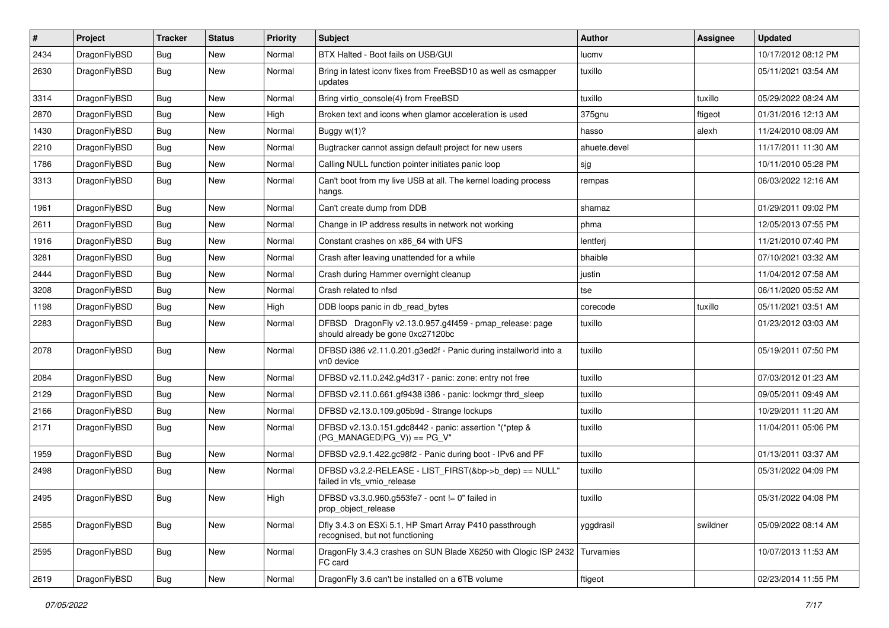| # | Project | Tracker | Status | Priority | Subject | Author | Assignee | Updated |
|---|---|---|---|---|---|---|---|---|
| 2434 | DragonFlyBSD | Bug | New | Normal | BTX Halted - Boot fails on USB/GUI | lucmv | | 10/17/2012 08:12 PM |
| 2630 | DragonFlyBSD | Bug | New | Normal | Bring in latest iconv fixes from FreeBSD10 as well as csmapper updates | tuxillo | | 05/11/2021 03:54 AM |
| 3314 | DragonFlyBSD | Bug | New | Normal | Bring virtio_console(4) from FreeBSD | tuxillo | tuxillo | 05/29/2022 08:24 AM |
| 2870 | DragonFlyBSD | Bug | New | High | Broken text and icons when glamor acceleration is used | 375gnu | ftigeot | 01/31/2016 12:13 AM |
| 1430 | DragonFlyBSD | Bug | New | Normal | Buggy w(1)? | hasso | alexh | 11/24/2010 08:09 AM |
| 2210 | DragonFlyBSD | Bug | New | Normal | Bugtracker cannot assign default project for new users | ahuete.devel | | 11/17/2011 11:30 AM |
| 1786 | DragonFlyBSD | Bug | New | Normal | Calling NULL function pointer initiates panic loop | sjg | | 10/11/2010 05:28 PM |
| 3313 | DragonFlyBSD | Bug | New | Normal | Can't boot from my live USB at all. The kernel loading process hangs. | rempas | | 06/03/2022 12:16 AM |
| 1961 | DragonFlyBSD | Bug | New | Normal | Can't create dump from DDB | shamaz | | 01/29/2011 09:02 PM |
| 2611 | DragonFlyBSD | Bug | New | Normal | Change in IP address results in network not working | phma | | 12/05/2013 07:55 PM |
| 1916 | DragonFlyBSD | Bug | New | Normal | Constant crashes on x86_64 with UFS | lentferj | | 11/21/2010 07:40 PM |
| 3281 | DragonFlyBSD | Bug | New | Normal | Crash after leaving unattended for a while | bhaible | | 07/10/2021 03:32 AM |
| 2444 | DragonFlyBSD | Bug | New | Normal | Crash during Hammer overnight cleanup | justin | | 11/04/2012 07:58 AM |
| 3208 | DragonFlyBSD | Bug | New | Normal | Crash related to nfsd | tse | | 06/11/2020 05:52 AM |
| 1198 | DragonFlyBSD | Bug | New | High | DDB loops panic in db_read_bytes | corecode | tuxillo | 05/11/2021 03:51 AM |
| 2283 | DragonFlyBSD | Bug | New | Normal | DFBSD DragonFly v2.13.0.957.g4f459 - pmap_release: page should already be gone 0xc27120bc | tuxillo | | 01/23/2012 03:03 AM |
| 2078 | DragonFlyBSD | Bug | New | Normal | DFBSD i386 v2.11.0.201.g3ed2f - Panic during installworld into a vn0 device | tuxillo | | 05/19/2011 07:50 PM |
| 2084 | DragonFlyBSD | Bug | New | Normal | DFBSD v2.11.0.242.g4d317 - panic: zone: entry not free | tuxillo | | 07/03/2012 01:23 AM |
| 2129 | DragonFlyBSD | Bug | New | Normal | DFBSD v2.11.0.661.gf9438 i386 - panic: lockmgr thrd_sleep | tuxillo | | 09/05/2011 09:49 AM |
| 2166 | DragonFlyBSD | Bug | New | Normal | DFBSD v2.13.0.109.g05b9d - Strange lockups | tuxillo | | 10/29/2011 11:20 AM |
| 2171 | DragonFlyBSD | Bug | New | Normal | DFBSD v2.13.0.151.gdc8442 - panic: assertion "(*ptep & (PG_MANAGED\|PG_V)) == PG_V" | tuxillo | | 11/04/2011 05:06 PM |
| 1959 | DragonFlyBSD | Bug | New | Normal | DFBSD v2.9.1.422.gc98f2 - Panic during boot - IPv6 and PF | tuxillo | | 01/13/2011 03:37 AM |
| 2498 | DragonFlyBSD | Bug | New | Normal | DFBSD v3.2.2-RELEASE - LIST_FIRST(&bp->b_dep) == NULL" failed in vfs_vmio_release | tuxillo | | 05/31/2022 04:09 PM |
| 2495 | DragonFlyBSD | Bug | New | High | DFBSD v3.3.0.960.g553fe7 - ocnt != 0" failed in prop_object_release | tuxillo | | 05/31/2022 04:08 PM |
| 2585 | DragonFlyBSD | Bug | New | Normal | Dfly 3.4.3 on ESXi 5.1, HP Smart Array P410 passthrough recognised, but not functioning | yggdrasil | swildner | 05/09/2022 08:14 AM |
| 2595 | DragonFlyBSD | Bug | New | Normal | DragonFly 3.4.3 crashes on SUN Blade X6250 with Qlogic ISP 2432 FC card | Turvamies | | 10/07/2013 11:53 AM |
| 2619 | DragonFlyBSD | Bug | New | Normal | DragonFly 3.6 can't be installed on a 6TB volume | ftigeot | | 02/23/2014 11:55 PM |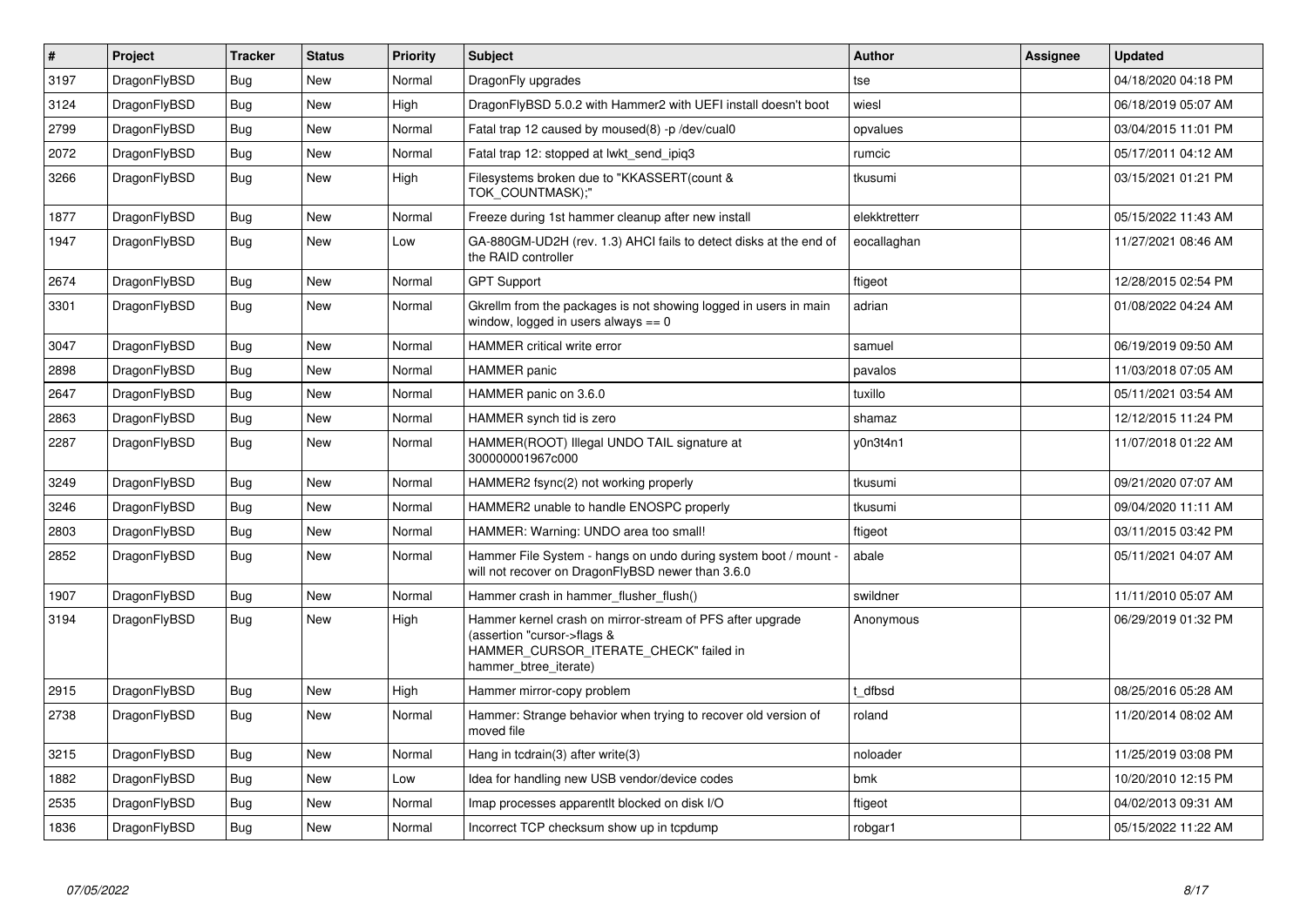| # | Project | Tracker | Status | Priority | Subject | Author | Assignee | Updated |
|---|---|---|---|---|---|---|---|---|
| 3197 | DragonFlyBSD | Bug | New | Normal | DragonFly upgrades | tse | | 04/18/2020 04:18 PM |
| 3124 | DragonFlyBSD | Bug | New | High | DragonFlyBSD 5.0.2 with Hammer2 with UEFI install doesn't boot | wiesl | | 06/18/2019 05:07 AM |
| 2799 | DragonFlyBSD | Bug | New | Normal | Fatal trap 12 caused by moused(8) -p /dev/cual0 | opvalues | | 03/04/2015 11:01 PM |
| 2072 | DragonFlyBSD | Bug | New | Normal | Fatal trap 12: stopped at lwkt_send_ipiq3 | rumcic | | 05/17/2011 04:12 AM |
| 3266 | DragonFlyBSD | Bug | New | High | Filesystems broken due to "KKASSERT(count & TOK_COUNTMASK);" | tkusumi | | 03/15/2021 01:21 PM |
| 1877 | DragonFlyBSD | Bug | New | Normal | Freeze during 1st hammer cleanup after new install | elekktretterr | | 05/15/2022 11:43 AM |
| 1947 | DragonFlyBSD | Bug | New | Low | GA-880GM-UD2H (rev. 1.3) AHCI fails to detect disks at the end of the RAID controller | eocallaghan | | 11/27/2021 08:46 AM |
| 2674 | DragonFlyBSD | Bug | New | Normal | GPT Support | ftigeot | | 12/28/2015 02:54 PM |
| 3301 | DragonFlyBSD | Bug | New | Normal | Gkrellm from the packages is not showing logged in users in main window, logged in users always == 0 | adrian | | 01/08/2022 04:24 AM |
| 3047 | DragonFlyBSD | Bug | New | Normal | HAMMER critical write error | samuel | | 06/19/2019 09:50 AM |
| 2898 | DragonFlyBSD | Bug | New | Normal | HAMMER panic | pavalos | | 11/03/2018 07:05 AM |
| 2647 | DragonFlyBSD | Bug | New | Normal | HAMMER panic on 3.6.0 | tuxillo | | 05/11/2021 03:54 AM |
| 2863 | DragonFlyBSD | Bug | New | Normal | HAMMER synch tid is zero | shamaz | | 12/12/2015 11:24 PM |
| 2287 | DragonFlyBSD | Bug | New | Normal | HAMMER(ROOT) Illegal UNDO TAIL signature at 300000001967c000 | y0n3t4n1 | | 11/07/2018 01:22 AM |
| 3249 | DragonFlyBSD | Bug | New | Normal | HAMMER2 fsync(2) not working properly | tkusumi | | 09/21/2020 07:07 AM |
| 3246 | DragonFlyBSD | Bug | New | Normal | HAMMER2 unable to handle ENOSPC properly | tkusumi | | 09/04/2020 11:11 AM |
| 2803 | DragonFlyBSD | Bug | New | Normal | HAMMER: Warning: UNDO area too small! | ftigeot | | 03/11/2015 03:42 PM |
| 2852 | DragonFlyBSD | Bug | New | Normal | Hammer File System - hangs on undo during system boot / mount - will not recover on DragonFlyBSD newer than 3.6.0 | abale | | 05/11/2021 04:07 AM |
| 1907 | DragonFlyBSD | Bug | New | Normal | Hammer crash in hammer_flusher_flush() | swildner | | 11/11/2010 05:07 AM |
| 3194 | DragonFlyBSD | Bug | New | High | Hammer kernel crash on mirror-stream of PFS after upgrade (assertion "cursor->flags & HAMMER_CURSOR_ITERATE_CHECK" failed in hammer_btree_iterate) | Anonymous | | 06/29/2019 01:32 PM |
| 2915 | DragonFlyBSD | Bug | New | High | Hammer mirror-copy problem | t_dfbsd | | 08/25/2016 05:28 AM |
| 2738 | DragonFlyBSD | Bug | New | Normal | Hammer: Strange behavior when trying to recover old version of moved file | roland | | 11/20/2014 08:02 AM |
| 3215 | DragonFlyBSD | Bug | New | Normal | Hang in tcdrain(3) after write(3) | noloader | | 11/25/2019 03:08 PM |
| 1882 | DragonFlyBSD | Bug | New | Low | Idea for handling new USB vendor/device codes | bmk | | 10/20/2010 12:15 PM |
| 2535 | DragonFlyBSD | Bug | New | Normal | Imap processes apparentlt blocked on disk I/O | ftigeot | | 04/02/2013 09:31 AM |
| 1836 | DragonFlyBSD | Bug | New | Normal | Incorrect TCP checksum show up in tcpdump | robgar1 | | 05/15/2022 11:22 AM |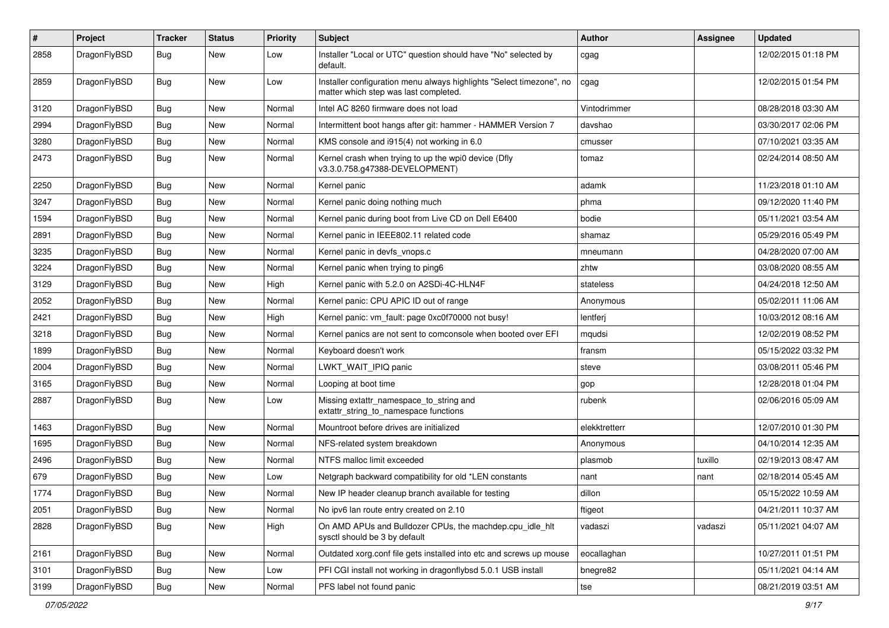| # | Project | Tracker | Status | Priority | Subject | Author | Assignee | Updated |
|---|---|---|---|---|---|---|---|---|
| 2858 | DragonFlyBSD | Bug | New | Low | Installer "Local or UTC" question should have "No" selected by default. | cgag | | 12/02/2015 01:18 PM |
| 2859 | DragonFlyBSD | Bug | New | Low | Installer configuration menu always highlights "Select timezone", no matter which step was last completed. | cgag | | 12/02/2015 01:54 PM |
| 3120 | DragonFlyBSD | Bug | New | Normal | Intel AC 8260 firmware does not load | Vintodrimmer | | 08/28/2018 03:30 AM |
| 2994 | DragonFlyBSD | Bug | New | Normal | Intermittent boot hangs after git: hammer - HAMMER Version 7 | davshao | | 03/30/2017 02:06 PM |
| 3280 | DragonFlyBSD | Bug | New | Normal | KMS console and i915(4) not working in 6.0 | cmusser | | 07/10/2021 03:35 AM |
| 2473 | DragonFlyBSD | Bug | New | Normal | Kernel crash when trying to up the wpi0 device (Dfly v3.3.0.758.g47388-DEVELOPMENT) | tomaz | | 02/24/2014 08:50 AM |
| 2250 | DragonFlyBSD | Bug | New | Normal | Kernel panic | adamk | | 11/23/2018 01:10 AM |
| 3247 | DragonFlyBSD | Bug | New | Normal | Kernel panic doing nothing much | phma | | 09/12/2020 11:40 PM |
| 1594 | DragonFlyBSD | Bug | New | Normal | Kernel panic during boot from Live CD on Dell E6400 | bodie | | 05/11/2021 03:54 AM |
| 2891 | DragonFlyBSD | Bug | New | Normal | Kernel panic in IEEE802.11 related code | shamaz | | 05/29/2016 05:49 PM |
| 3235 | DragonFlyBSD | Bug | New | Normal | Kernel panic in devfs_vnops.c | mneumann | | 04/28/2020 07:00 AM |
| 3224 | DragonFlyBSD | Bug | New | Normal | Kernel panic when trying to ping6 | zhtw | | 03/08/2020 08:55 AM |
| 3129 | DragonFlyBSD | Bug | New | High | Kernel panic with 5.2.0 on A2SDi-4C-HLN4F | stateless | | 04/24/2018 12:50 AM |
| 2052 | DragonFlyBSD | Bug | New | Normal | Kernel panic: CPU APIC ID out of range | Anonymous | | 05/02/2011 11:06 AM |
| 2421 | DragonFlyBSD | Bug | New | High | Kernel panic: vm_fault: page 0xc0f70000 not busy! | lentferj | | 10/03/2012 08:16 AM |
| 3218 | DragonFlyBSD | Bug | New | Normal | Kernel panics are not sent to comconsole when booted over EFI | mqudsi | | 12/02/2019 08:52 PM |
| 1899 | DragonFlyBSD | Bug | New | Normal | Keyboard doesn't work | fransm | | 05/15/2022 03:32 PM |
| 2004 | DragonFlyBSD | Bug | New | Normal | LWKT_WAIT_IPIQ panic | steve | | 03/08/2011 05:46 PM |
| 3165 | DragonFlyBSD | Bug | New | Normal | Looping at boot time | gop | | 12/28/2018 01:04 PM |
| 2887 | DragonFlyBSD | Bug | New | Low | Missing extattr_namespace_to_string and extattr_string_to_namespace functions | rubenk | | 02/06/2016 05:09 AM |
| 1463 | DragonFlyBSD | Bug | New | Normal | Mountroot before drives are initialized | elekktretterr | | 12/07/2010 01:30 PM |
| 1695 | DragonFlyBSD | Bug | New | Normal | NFS-related system breakdown | Anonymous | | 04/10/2014 12:35 AM |
| 2496 | DragonFlyBSD | Bug | New | Normal | NTFS malloc limit exceeded | plasmob | tuxillo | 02/19/2013 08:47 AM |
| 679 | DragonFlyBSD | Bug | New | Low | Netgraph backward compatibility for old *LEN constants | nant | nant | 02/18/2014 05:45 AM |
| 1774 | DragonFlyBSD | Bug | New | Normal | New IP header cleanup branch available for testing | dillon | | 05/15/2022 10:59 AM |
| 2051 | DragonFlyBSD | Bug | New | Normal | No ipv6 lan route entry created on 2.10 | ftigeot | | 04/21/2011 10:37 AM |
| 2828 | DragonFlyBSD | Bug | New | High | On AMD APUs and Bulldozer CPUs, the machdep.cpu_idle_hlt sysctl should be 3 by default | vadaszi | vadaszi | 05/11/2021 04:07 AM |
| 2161 | DragonFlyBSD | Bug | New | Normal | Outdated xorg.conf file gets installed into etc and screws up mouse | eocallaghan | | 10/27/2011 01:51 PM |
| 3101 | DragonFlyBSD | Bug | New | Low | PFI CGI install not working in dragonflybsd 5.0.1 USB install | bnegre82 | | 05/11/2021 04:14 AM |
| 3199 | DragonFlyBSD | Bug | New | Normal | PFS label not found panic | tse | | 08/21/2019 03:51 AM |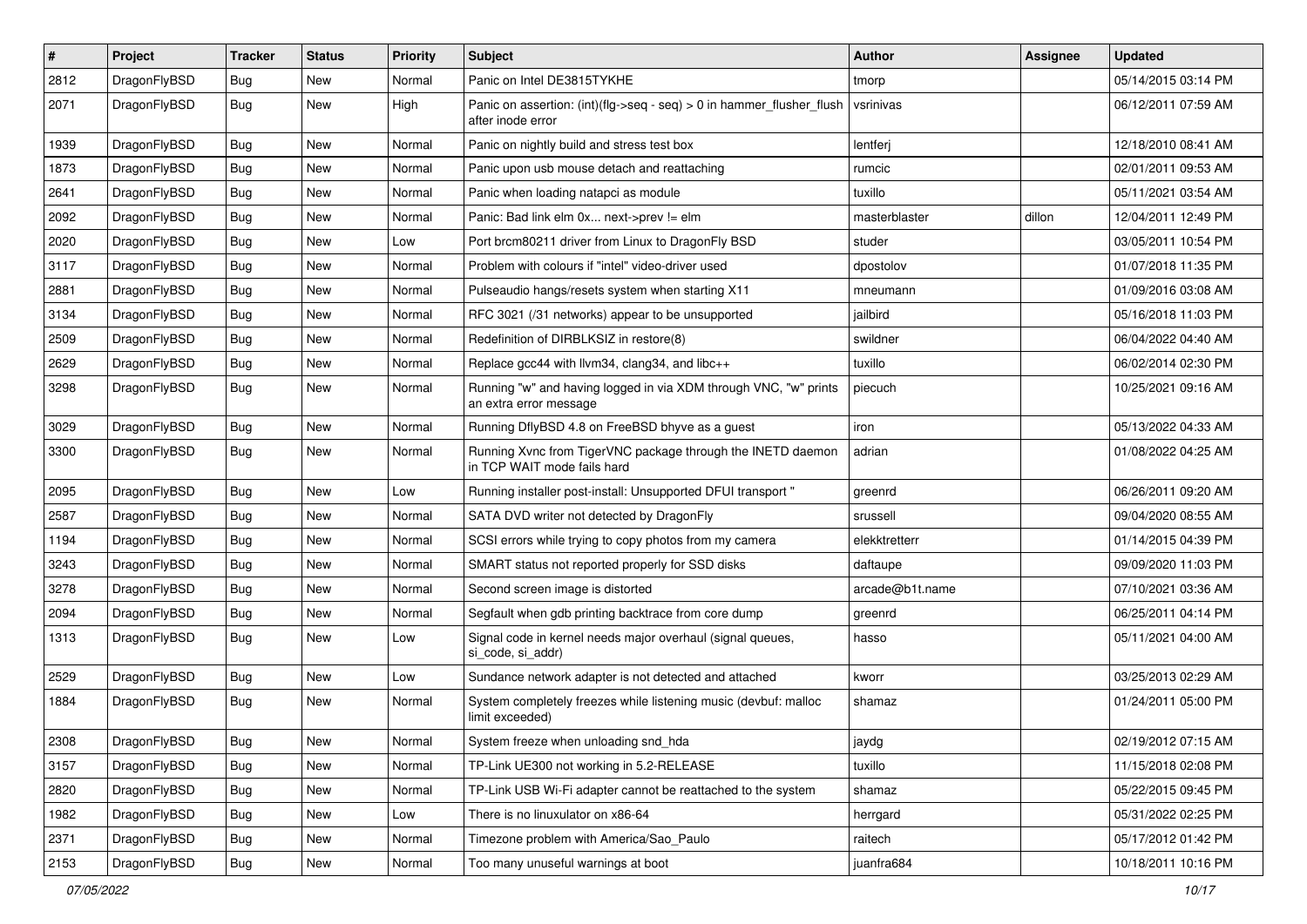| # | Project | Tracker | Status | Priority | Subject | Author | Assignee | Updated |
|---|---|---|---|---|---|---|---|---|
| 2812 | DragonFlyBSD | Bug | New | Normal | Panic on Intel DE3815TYKHE | tmorp | | 05/14/2015 03:14 PM |
| 2071 | DragonFlyBSD | Bug | New | High | Panic on assertion: (int)(flg->seq - seq) > 0 in hammer_flusher_flush after inode error | vsrinivas | | 06/12/2011 07:59 AM |
| 1939 | DragonFlyBSD | Bug | New | Normal | Panic on nightly build and stress test box | lentferj | | 12/18/2010 08:41 AM |
| 1873 | DragonFlyBSD | Bug | New | Normal | Panic upon usb mouse detach and reattaching | rumcic | | 02/01/2011 09:53 AM |
| 2641 | DragonFlyBSD | Bug | New | Normal | Panic when loading natapci as module | tuxillo | | 05/11/2021 03:54 AM |
| 2092 | DragonFlyBSD | Bug | New | Normal | Panic: Bad link elm 0x... next->prev != elm | masterblaster | dillon | 12/04/2011 12:49 PM |
| 2020 | DragonFlyBSD | Bug | New | Low | Port brcm80211 driver from Linux to DragonFly BSD | studer | | 03/05/2011 10:54 PM |
| 3117 | DragonFlyBSD | Bug | New | Normal | Problem with colours if "intel" video-driver used | dpostolov | | 01/07/2018 11:35 PM |
| 2881 | DragonFlyBSD | Bug | New | Normal | Pulseaudio hangs/resets system when starting X11 | mneumann | | 01/09/2016 03:08 AM |
| 3134 | DragonFlyBSD | Bug | New | Normal | RFC 3021 (/31 networks) appear to be unsupported | jailbird | | 05/16/2018 11:03 PM |
| 2509 | DragonFlyBSD | Bug | New | Normal | Redefinition of DIRBLKSIZ in restore(8) | swildner | | 06/04/2022 04:40 AM |
| 2629 | DragonFlyBSD | Bug | New | Normal | Replace gcc44 with llvm34, clang34, and libc++ | tuxillo | | 06/02/2014 02:30 PM |
| 3298 | DragonFlyBSD | Bug | New | Normal | Running "w" and having logged in via XDM through VNC, "w" prints an extra error message | piecuch | | 10/25/2021 09:16 AM |
| 3029 | DragonFlyBSD | Bug | New | Normal | Running DflyBSD 4.8 on FreeBSD bhyve as a guest | iron | | 05/13/2022 04:33 AM |
| 3300 | DragonFlyBSD | Bug | New | Normal | Running Xvnc from TigerVNC package through the INETD daemon in TCP WAIT mode fails hard | adrian | | 01/08/2022 04:25 AM |
| 2095 | DragonFlyBSD | Bug | New | Low | Running installer post-install: Unsupported DFUI transport " | greenrd | | 06/26/2011 09:20 AM |
| 2587 | DragonFlyBSD | Bug | New | Normal | SATA DVD writer not detected by DragonFly | srussell | | 09/04/2020 08:55 AM |
| 1194 | DragonFlyBSD | Bug | New | Normal | SCSI errors while trying to copy photos from my camera | elekktretterr | | 01/14/2015 04:39 PM |
| 3243 | DragonFlyBSD | Bug | New | Normal | SMART status not reported properly for SSD disks | daftaupe | | 09/09/2020 11:03 PM |
| 3278 | DragonFlyBSD | Bug | New | Normal | Second screen image is distorted | arcade@b1t.name | | 07/10/2021 03:36 AM |
| 2094 | DragonFlyBSD | Bug | New | Normal | Segfault when gdb printing backtrace from core dump | greenrd | | 06/25/2011 04:14 PM |
| 1313 | DragonFlyBSD | Bug | New | Low | Signal code in kernel needs major overhaul (signal queues, si_code, si_addr) | hasso | | 05/11/2021 04:00 AM |
| 2529 | DragonFlyBSD | Bug | New | Low | Sundance network adapter is not detected and attached | kworr | | 03/25/2013 02:29 AM |
| 1884 | DragonFlyBSD | Bug | New | Normal | System completely freezes while listening music (devbuf: malloc limit exceeded) | shamaz | | 01/24/2011 05:00 PM |
| 2308 | DragonFlyBSD | Bug | New | Normal | System freeze when unloading snd_hda | jaydg | | 02/19/2012 07:15 AM |
| 3157 | DragonFlyBSD | Bug | New | Normal | TP-Link UE300 not working in 5.2-RELEASE | tuxillo | | 11/15/2018 02:08 PM |
| 2820 | DragonFlyBSD | Bug | New | Normal | TP-Link USB Wi-Fi adapter cannot be reattached to the system | shamaz | | 05/22/2015 09:45 PM |
| 1982 | DragonFlyBSD | Bug | New | Low | There is no linuxulator on x86-64 | herrgard | | 05/31/2022 02:25 PM |
| 2371 | DragonFlyBSD | Bug | New | Normal | Timezone problem with America/Sao_Paulo | raitech | | 05/17/2012 01:42 PM |
| 2153 | DragonFlyBSD | Bug | New | Normal | Too many unuseful warnings at boot | juanfra684 | | 10/18/2011 10:16 PM |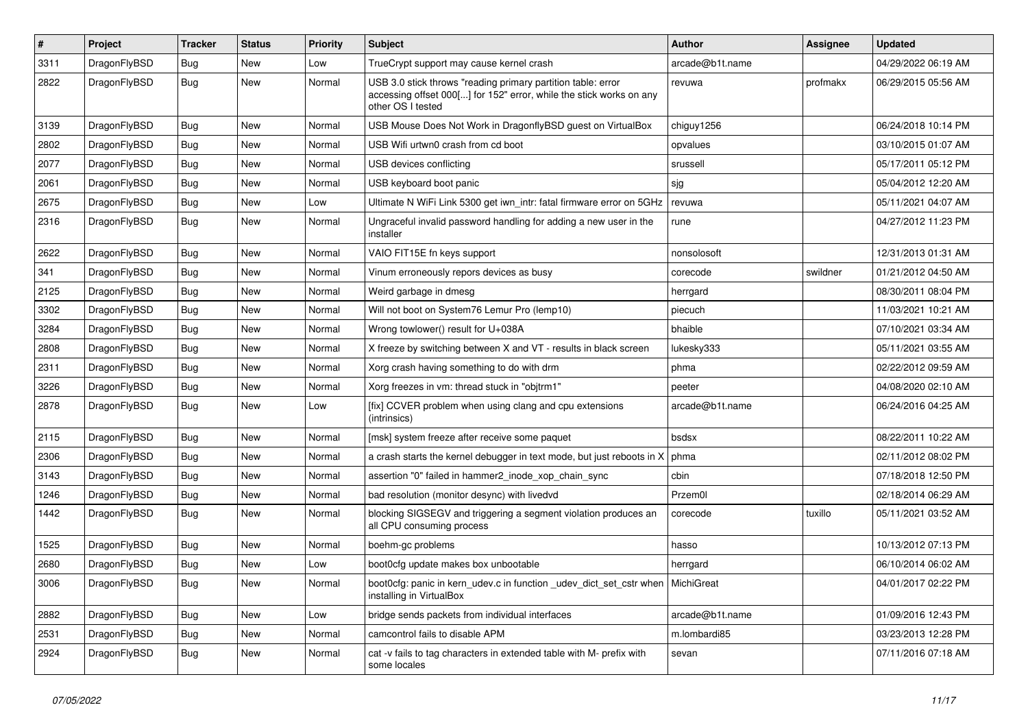| # | Project | Tracker | Status | Priority | Subject | Author | Assignee | Updated |
|---|---|---|---|---|---|---|---|---|
| 3311 | DragonFlyBSD | Bug | New | Low | TrueCrypt support may cause kernel crash | arcade@b1t.name | | 04/29/2022 06:19 AM |
| 2822 | DragonFlyBSD | Bug | New | Normal | USB 3.0 stick throws "reading primary partition table: error accessing offset 000[...] for 152" error, while the stick works on any other OS I tested | revuwa | profmakx | 06/29/2015 05:56 AM |
| 3139 | DragonFlyBSD | Bug | New | Normal | USB Mouse Does Not Work in DragonflyBSD guest on VirtualBox | chiguy1256 | | 06/24/2018 10:14 PM |
| 2802 | DragonFlyBSD | Bug | New | Normal | USB Wifi urtwn0 crash from cd boot | opvalues | | 03/10/2015 01:07 AM |
| 2077 | DragonFlyBSD | Bug | New | Normal | USB devices conflicting | srussell | | 05/17/2011 05:12 PM |
| 2061 | DragonFlyBSD | Bug | New | Normal | USB keyboard boot panic | sjg | | 05/04/2012 12:20 AM |
| 2675 | DragonFlyBSD | Bug | New | Low | Ultimate N WiFi Link 5300 get iwn_intr: fatal firmware error on 5GHz | revuwa | | 05/11/2021 04:07 AM |
| 2316 | DragonFlyBSD | Bug | New | Normal | Ungraceful invalid password handling for adding a new user in the installer | rune | | 04/27/2012 11:23 PM |
| 2622 | DragonFlyBSD | Bug | New | Normal | VAIO FIT15E fn keys support | nonsolosoft | | 12/31/2013 01:31 AM |
| 341 | DragonFlyBSD | Bug | New | Normal | Vinum erroneously repors devices as busy | corecode | swildner | 01/21/2012 04:50 AM |
| 2125 | DragonFlyBSD | Bug | New | Normal | Weird garbage in dmesg | herrgard | | 08/30/2011 08:04 PM |
| 3302 | DragonFlyBSD | Bug | New | Normal | Will not boot on System76 Lemur Pro (lemp10) | piecuch | | 11/03/2021 10:21 AM |
| 3284 | DragonFlyBSD | Bug | New | Normal | Wrong towlower() result for U+038A | bhaible | | 07/10/2021 03:34 AM |
| 2808 | DragonFlyBSD | Bug | New | Normal | X freeze by switching between X and VT - results in black screen | lukesky333 | | 05/11/2021 03:55 AM |
| 2311 | DragonFlyBSD | Bug | New | Normal | Xorg crash having something to do with drm | phma | | 02/22/2012 09:59 AM |
| 3226 | DragonFlyBSD | Bug | New | Normal | Xorg freezes in vm: thread stuck in "objtrm1" | peeter | | 04/08/2020 02:10 AM |
| 2878 | DragonFlyBSD | Bug | New | Low | [fix] CCVER problem when using clang and cpu extensions (intrinsics) | arcade@b1t.name | | 06/24/2016 04:25 AM |
| 2115 | DragonFlyBSD | Bug | New | Normal | [msk] system freeze after receive some paquet | bsdsx | | 08/22/2011 10:22 AM |
| 2306 | DragonFlyBSD | Bug | New | Normal | a crash starts the kernel debugger in text mode, but just reboots in X | phma | | 02/11/2012 08:02 PM |
| 3143 | DragonFlyBSD | Bug | New | Normal | assertion "0" failed in hammer2_inode_xop_chain_sync | cbin | | 07/18/2018 12:50 PM |
| 1246 | DragonFlyBSD | Bug | New | Normal | bad resolution (monitor desync) with livedvd | Przem0l | | 02/18/2014 06:29 AM |
| 1442 | DragonFlyBSD | Bug | New | Normal | blocking SIGSEGV and triggering a segment violation produces an all CPU consuming process | corecode | tuxillo | 05/11/2021 03:52 AM |
| 1525 | DragonFlyBSD | Bug | New | Normal | boehm-gc problems | hasso | | 10/13/2012 07:13 PM |
| 2680 | DragonFlyBSD | Bug | New | Low | boot0cfg update makes box unbootable | herrgard | | 06/10/2014 06:02 AM |
| 3006 | DragonFlyBSD | Bug | New | Normal | boot0cfg: panic in kern_udev.c in function _udev_dict_set_cstr when installing in VirtualBox | MichiGreat | | 04/01/2017 02:22 PM |
| 2882 | DragonFlyBSD | Bug | New | Low | bridge sends packets from individual interfaces | arcade@b1t.name | | 01/09/2016 12:43 PM |
| 2531 | DragonFlyBSD | Bug | New | Normal | camcontrol fails to disable APM | m.lombardi85 | | 03/23/2013 12:28 PM |
| 2924 | DragonFlyBSD | Bug | New | Normal | cat -v fails to tag characters in extended table with M- prefix with some locales | sevan | | 07/11/2016 07:18 AM |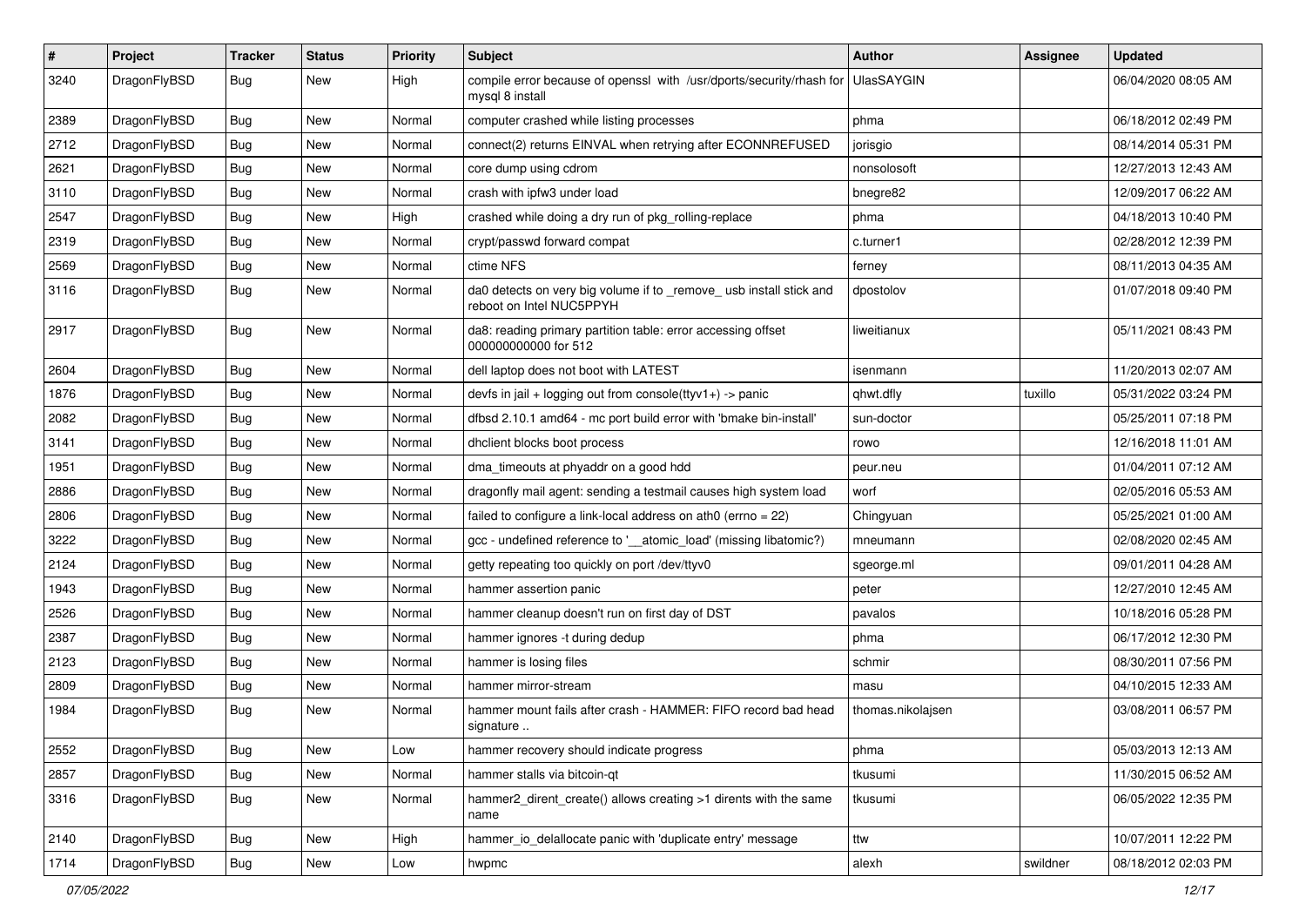| # | Project | Tracker | Status | Priority | Subject | Author | Assignee | Updated |
|---|---|---|---|---|---|---|---|---|
| 3240 | DragonFlyBSD | Bug | New | High | compile error because of openssl with /usr/dports/security/rhash for mysql 8 install | UlasSAYGIN | | 06/04/2020 08:05 AM |
| 2389 | DragonFlyBSD | Bug | New | Normal | computer crashed while listing processes | phma | | 06/18/2012 02:49 PM |
| 2712 | DragonFlyBSD | Bug | New | Normal | connect(2) returns EINVAL when retrying after ECONNREFUSED | jorisgio | | 08/14/2014 05:31 PM |
| 2621 | DragonFlyBSD | Bug | New | Normal | core dump using cdrom | nonsolosoft | | 12/27/2013 12:43 AM |
| 3110 | DragonFlyBSD | Bug | New | Normal | crash with ipfw3 under load | bnegre82 | | 12/09/2017 06:22 AM |
| 2547 | DragonFlyBSD | Bug | New | High | crashed while doing a dry run of pkg_rolling-replace | phma | | 04/18/2013 10:40 PM |
| 2319 | DragonFlyBSD | Bug | New | Normal | crypt/passwd forward compat | c.turner1 | | 02/28/2012 12:39 PM |
| 2569 | DragonFlyBSD | Bug | New | Normal | ctime NFS | ferney | | 08/11/2013 04:35 AM |
| 3116 | DragonFlyBSD | Bug | New | Normal | da0 detects on very big volume if to _remove_ usb install stick and reboot on Intel NUC5PPYH | dpostolov | | 01/07/2018 09:40 PM |
| 2917 | DragonFlyBSD | Bug | New | Normal | da8: reading primary partition table: error accessing offset 000000000000 for 512 | liweitianux | | 05/11/2021 08:43 PM |
| 2604 | DragonFlyBSD | Bug | New | Normal | dell laptop does not boot with LATEST | isenmann | | 11/20/2013 02:07 AM |
| 1876 | DragonFlyBSD | Bug | New | Normal | devfs in jail + logging out from console(ttyv1+) -> panic | qhwt.dfly | tuxillo | 05/31/2022 03:24 PM |
| 2082 | DragonFlyBSD | Bug | New | Normal | dfbsd 2.10.1 amd64 - mc port build error with 'bmake bin-install' | sun-doctor | | 05/25/2011 07:18 PM |
| 3141 | DragonFlyBSD | Bug | New | Normal | dhclient blocks boot process | rowo | | 12/16/2018 11:01 AM |
| 1951 | DragonFlyBSD | Bug | New | Normal | dma_timeouts at phyaddr on a good hdd | peur.neu | | 01/04/2011 07:12 AM |
| 2886 | DragonFlyBSD | Bug | New | Normal | dragonfly mail agent: sending a testmail causes high system load | worf | | 02/05/2016 05:53 AM |
| 2806 | DragonFlyBSD | Bug | New | Normal | failed to configure a link-local address on ath0 (errno = 22) | Chingyuan | | 05/25/2021 01:00 AM |
| 3222 | DragonFlyBSD | Bug | New | Normal | gcc - undefined reference to '__atomic_load' (missing libatomic?) | mneumann | | 02/08/2020 02:45 AM |
| 2124 | DragonFlyBSD | Bug | New | Normal | getty repeating too quickly on port /dev/ttyv0 | sgeorge.ml | | 09/01/2011 04:28 AM |
| 1943 | DragonFlyBSD | Bug | New | Normal | hammer assertion panic | peter | | 12/27/2010 12:45 AM |
| 2526 | DragonFlyBSD | Bug | New | Normal | hammer cleanup doesn't run on first day of DST | pavalos | | 10/18/2016 05:28 PM |
| 2387 | DragonFlyBSD | Bug | New | Normal | hammer ignores -t during dedup | phma | | 06/17/2012 12:30 PM |
| 2123 | DragonFlyBSD | Bug | New | Normal | hammer is losing files | schmir | | 08/30/2011 07:56 PM |
| 2809 | DragonFlyBSD | Bug | New | Normal | hammer mirror-stream | masu | | 04/10/2015 12:33 AM |
| 1984 | DragonFlyBSD | Bug | New | Normal | hammer mount fails after crash - HAMMER: FIFO record bad head signature .. | thomas.nikolajsen | | 03/08/2011 06:57 PM |
| 2552 | DragonFlyBSD | Bug | New | Low | hammer recovery should indicate progress | phma | | 05/03/2013 12:13 AM |
| 2857 | DragonFlyBSD | Bug | New | Normal | hammer stalls via bitcoin-qt | tkusumi | | 11/30/2015 06:52 AM |
| 3316 | DragonFlyBSD | Bug | New | Normal | hammer2_dirent_create() allows creating >1 dirents with the same name | tkusumi | | 06/05/2022 12:35 PM |
| 2140 | DragonFlyBSD | Bug | New | High | hammer_io_delallocate panic with 'duplicate entry' message | ttw | | 10/07/2011 12:22 PM |
| 1714 | DragonFlyBSD | Bug | New | Low | hwpmc | alexh | swildner | 08/18/2012 02:03 PM |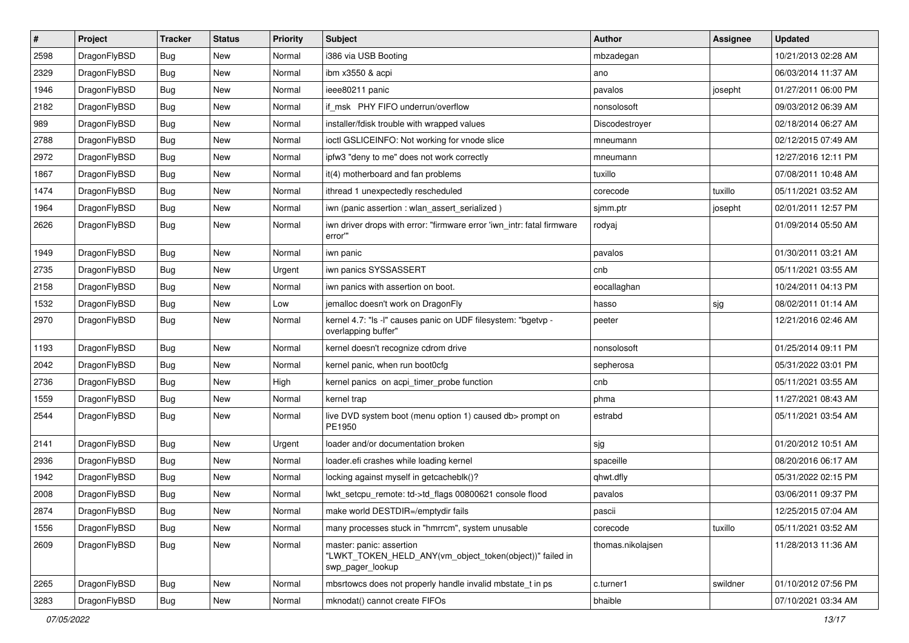| # | Project | Tracker | Status | Priority | Subject | Author | Assignee | Updated |
|---|---|---|---|---|---|---|---|---|
| 2598 | DragonFlyBSD | Bug | New | Normal | i386 via USB Booting | mbzadegan | | 10/21/2013 02:28 AM |
| 2329 | DragonFlyBSD | Bug | New | Normal | ibm x3550 & acpi | ano | | 06/03/2014 11:37 AM |
| 1946 | DragonFlyBSD | Bug | New | Normal | ieee80211 panic | pavalos | josepht | 01/27/2011 06:00 PM |
| 2182 | DragonFlyBSD | Bug | New | Normal | if_msk PHY FIFO underrun/overflow | nonsolosoft | | 09/03/2012 06:39 AM |
| 989 | DragonFlyBSD | Bug | New | Normal | installer/fdisk trouble with wrapped values | Discodestroyer | | 02/18/2014 06:27 AM |
| 2788 | DragonFlyBSD | Bug | New | Normal | ioctl GSLICEINFO: Not working for vnode slice | mneumann | | 02/12/2015 07:49 AM |
| 2972 | DragonFlyBSD | Bug | New | Normal | ipfw3 "deny to me" does not work correctly | mneumann | | 12/27/2016 12:11 PM |
| 1867 | DragonFlyBSD | Bug | New | Normal | it(4) motherboard and fan problems | tuxillo | | 07/08/2011 10:48 AM |
| 1474 | DragonFlyBSD | Bug | New | Normal | ithread 1 unexpectedly rescheduled | corecode | tuxillo | 05/11/2021 03:52 AM |
| 1964 | DragonFlyBSD | Bug | New | Normal | iwn (panic assertion : wlan_assert_serialized ) | sjmm.ptr | josepht | 02/01/2011 12:57 PM |
| 2626 | DragonFlyBSD | Bug | New | Normal | iwn driver drops with error: "firmware error 'iwn_intr: fatal firmware error'" | rodyaj | | 01/09/2014 05:50 AM |
| 1949 | DragonFlyBSD | Bug | New | Normal | iwn panic | pavalos | | 01/30/2011 03:21 AM |
| 2735 | DragonFlyBSD | Bug | New | Urgent | iwn panics SYSSASSERT | cnb | | 05/11/2021 03:55 AM |
| 2158 | DragonFlyBSD | Bug | New | Normal | iwn panics with assertion on boot. | eocallaghan | | 10/24/2011 04:13 PM |
| 1532 | DragonFlyBSD | Bug | New | Low | jemalloc doesn't work on DragonFly | hasso | sjg | 08/02/2011 01:14 AM |
| 2970 | DragonFlyBSD | Bug | New | Normal | kernel 4.7: "ls -l" causes panic on UDF filesystem: "bgetvp - overlapping buffer" | peeter | | 12/21/2016 02:46 AM |
| 1193 | DragonFlyBSD | Bug | New | Normal | kernel doesn't recognize cdrom drive | nonsolosoft | | 01/25/2014 09:11 PM |
| 2042 | DragonFlyBSD | Bug | New | Normal | kernel panic, when run boot0cfg | sepherosa | | 05/31/2022 03:01 PM |
| 2736 | DragonFlyBSD | Bug | New | High | kernel panics on acpi_timer_probe function | cnb | | 05/11/2021 03:55 AM |
| 1559 | DragonFlyBSD | Bug | New | Normal | kernel trap | phma | | 11/27/2021 08:43 AM |
| 2544 | DragonFlyBSD | Bug | New | Normal | live DVD system boot (menu option 1) caused db> prompt on PE1950 | estrabd | | 05/11/2021 03:54 AM |
| 2141 | DragonFlyBSD | Bug | New | Urgent | loader and/or documentation broken | sjg | | 01/20/2012 10:51 AM |
| 2936 | DragonFlyBSD | Bug | New | Normal | loader.efi crashes while loading kernel | spaceille | | 08/20/2016 06:17 AM |
| 1942 | DragonFlyBSD | Bug | New | Normal | locking against myself in getcacheblk()? | qhwt.dfly | | 05/31/2022 02:15 PM |
| 2008 | DragonFlyBSD | Bug | New | Normal | lwkt_setcpu_remote: td->td_flags 00800621 console flood | pavalos | | 03/06/2011 09:37 PM |
| 2874 | DragonFlyBSD | Bug | New | Normal | make world DESTDIR=/emptydir fails | pascii | | 12/25/2015 07:04 AM |
| 1556 | DragonFlyBSD | Bug | New | Normal | many processes stuck in "hmrrcm", system unusable | corecode | tuxillo | 05/11/2021 03:52 AM |
| 2609 | DragonFlyBSD | Bug | New | Normal | master: panic: assertion "LWKT_TOKEN_HELD_ANY(vm_object_token(object))" failed in swp_pager_lookup | thomas.nikolajsen | | 11/28/2013 11:36 AM |
| 2265 | DragonFlyBSD | Bug | New | Normal | mbsrtowcs does not properly handle invalid mbstate_t in ps | c.turner1 | swildner | 01/10/2012 07:56 PM |
| 3283 | DragonFlyBSD | Bug | New | Normal | mknodat() cannot create FIFOs | bhaible | | 07/10/2021 03:34 AM |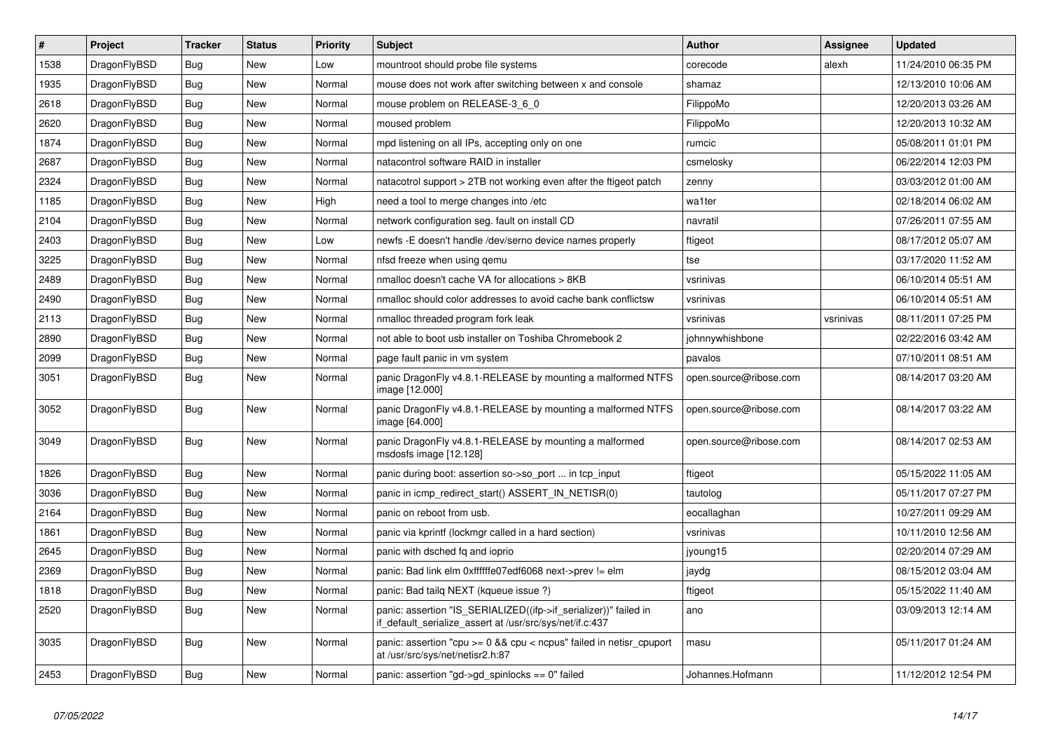| # | Project | Tracker | Status | Priority | Subject | Author | Assignee | Updated |
|---|---|---|---|---|---|---|---|---|
| 1538 | DragonFlyBSD | Bug | New | Low | mountroot should probe file systems | corecode | alexh | 11/24/2010 06:35 PM |
| 1935 | DragonFlyBSD | Bug | New | Normal | mouse does not work after switching between x and console | shamaz | | 12/13/2010 10:06 AM |
| 2618 | DragonFlyBSD | Bug | New | Normal | mouse problem on RELEASE-3_6_0 | FilippoMo | | 12/20/2013 03:26 AM |
| 2620 | DragonFlyBSD | Bug | New | Normal | moused problem | FilippoMo | | 12/20/2013 10:32 AM |
| 1874 | DragonFlyBSD | Bug | New | Normal | mpd listening on all IPs, accepting only on one | rumcic | | 05/08/2011 01:01 PM |
| 2687 | DragonFlyBSD | Bug | New | Normal | natacontrol software RAID in installer | csmelosky | | 06/22/2014 12:03 PM |
| 2324 | DragonFlyBSD | Bug | New | Normal | natacotrol support > 2TB not working even after the ftigeot patch | zenny | | 03/03/2012 01:00 AM |
| 1185 | DragonFlyBSD | Bug | New | High | need a tool to merge changes into /etc | wa1ter | | 02/18/2014 06:02 AM |
| 2104 | DragonFlyBSD | Bug | New | Normal | network configuration seg. fault on install CD | navratil | | 07/26/2011 07:55 AM |
| 2403 | DragonFlyBSD | Bug | New | Low | newfs -E doesn't handle /dev/serno device names properly | ftigeot | | 08/17/2012 05:07 AM |
| 3225 | DragonFlyBSD | Bug | New | Normal | nfsd freeze when using qemu | tse | | 03/17/2020 11:52 AM |
| 2489 | DragonFlyBSD | Bug | New | Normal | nmalloc doesn't cache VA for allocations > 8KB | vsrinivas | | 06/10/2014 05:51 AM |
| 2490 | DragonFlyBSD | Bug | New | Normal | nmalloc should color addresses to avoid cache bank conflictsw | vsrinivas | | 06/10/2014 05:51 AM |
| 2113 | DragonFlyBSD | Bug | New | Normal | nmalloc threaded program fork leak | vsrinivas | vsrinivas | 08/11/2011 07:25 PM |
| 2890 | DragonFlyBSD | Bug | New | Normal | not able to boot usb installer on Toshiba Chromebook 2 | johnnywhishbone | | 02/22/2016 03:42 AM |
| 2099 | DragonFlyBSD | Bug | New | Normal | page fault panic in vm system | pavalos | | 07/10/2011 08:51 AM |
| 3051 | DragonFlyBSD | Bug | New | Normal | panic DragonFly v4.8.1-RELEASE by mounting a malformed NTFS image [12.000] | open.source@ribose.com | | 08/14/2017 03:20 AM |
| 3052 | DragonFlyBSD | Bug | New | Normal | panic DragonFly v4.8.1-RELEASE by mounting a malformed NTFS image [64.000] | open.source@ribose.com | | 08/14/2017 03:22 AM |
| 3049 | DragonFlyBSD | Bug | New | Normal | panic DragonFly v4.8.1-RELEASE by mounting a malformed msdosfs image [12.128] | open.source@ribose.com | | 08/14/2017 02:53 AM |
| 1826 | DragonFlyBSD | Bug | New | Normal | panic during boot: assertion so->so_port ... in tcp_input | ftigeot | | 05/15/2022 11:05 AM |
| 3036 | DragonFlyBSD | Bug | New | Normal | panic in icmp_redirect_start() ASSERT_IN_NETISR(0) | tautolog | | 05/11/2017 07:27 PM |
| 2164 | DragonFlyBSD | Bug | New | Normal | panic on reboot from usb. | eocallaghan | | 10/27/2011 09:29 AM |
| 1861 | DragonFlyBSD | Bug | New | Normal | panic via kprintf (lockmgr called in a hard section) | vsrinivas | | 10/11/2010 12:56 AM |
| 2645 | DragonFlyBSD | Bug | New | Normal | panic with dsched fq and ioprio | jyoung15 | | 02/20/2014 07:29 AM |
| 2369 | DragonFlyBSD | Bug | New | Normal | panic: Bad link elm 0xffffffe07edf6068 next->prev != elm | jaydg | | 08/15/2012 03:04 AM |
| 1818 | DragonFlyBSD | Bug | New | Normal | panic: Bad tailq NEXT (kqueue issue ?) | ftigeot | | 05/15/2022 11:40 AM |
| 2520 | DragonFlyBSD | Bug | New | Normal | panic: assertion "IS_SERIALIZED((ifp->if_serializer))" failed in if_default_serialize_assert at /usr/src/sys/net/if.c:437 | ano | | 03/09/2013 12:14 AM |
| 3035 | DragonFlyBSD | Bug | New | Normal | panic: assertion "cpu >= 0 && cpu < ncpus" failed in netisr_cpuport at /usr/src/sys/net/netisr2.h:87 | masu | | 05/11/2017 01:24 AM |
| 2453 | DragonFlyBSD | Bug | New | Normal | panic: assertion "gd->gd_spinlocks == 0" failed | Johannes.Hofmann | | 11/12/2012 12:54 PM |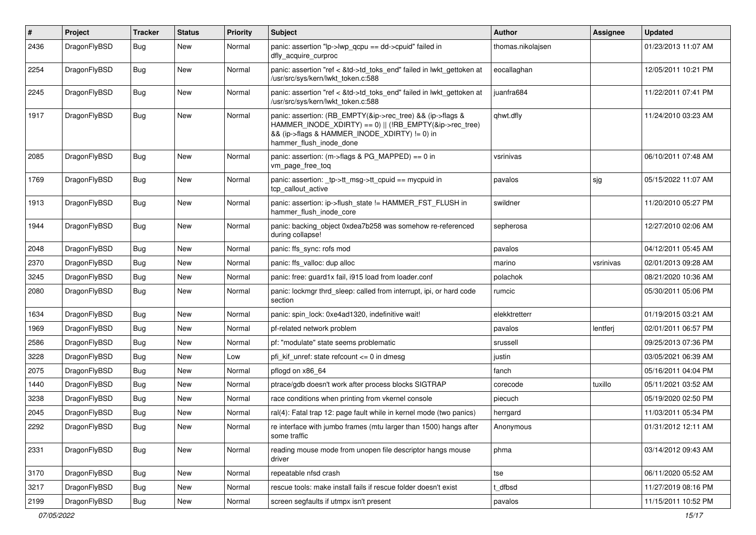| # | Project | Tracker | Status | Priority | Subject | Author | Assignee | Updated |
|---|---|---|---|---|---|---|---|---|
| 2436 | DragonFlyBSD | Bug | New | Normal | panic: assertion "lp->lwp_qcpu == dd->cpuid" failed in dfly_acquire_curproc | thomas.nikolajsen | | 01/23/2013 11:07 AM |
| 2254 | DragonFlyBSD | Bug | New | Normal | panic: assertion "ref < &td->td_toks_end" failed in lwkt_gettoken at /usr/src/sys/kern/lwkt_token.c:588 | eocallaghan | | 12/05/2011 10:21 PM |
| 2245 | DragonFlyBSD | Bug | New | Normal | panic: assertion "ref < &td->td_toks_end" failed in lwkt_gettoken at /usr/src/sys/kern/lwkt_token.c:588 | juanfra684 | | 11/22/2011 07:41 PM |
| 1917 | DragonFlyBSD | Bug | New | Normal | panic: assertion: (RB_EMPTY(&ip->rec_tree) && (ip->flags & HAMMER_INODE_XDIRTY) == 0) \|\| (!RB_EMPTY(&ip->rec_tree) && (ip->flags & HAMMER_INODE_XDIRTY) != 0) in hammer_flush_inode_done | qhwt.dfly | | 11/24/2010 03:23 AM |
| 2085 | DragonFlyBSD | Bug | New | Normal | panic: assertion: (m->flags & PG_MAPPED) == 0 in vm_page_free_toq | vsrinivas | | 06/10/2011 07:48 AM |
| 1769 | DragonFlyBSD | Bug | New | Normal | panic: assertion: _tp->tt_msg->tt_cpuid == mycpuid in tcp_callout_active | pavalos | sjg | 05/15/2022 11:07 AM |
| 1913 | DragonFlyBSD | Bug | New | Normal | panic: assertion: ip->flush_state != HAMMER_FST_FLUSH in hammer_flush_inode_core | swildner | | 11/20/2010 05:27 PM |
| 1944 | DragonFlyBSD | Bug | New | Normal | panic: backing_object 0xdea7b258 was somehow re-referenced during collapse! | sepherosa | | 12/27/2010 02:06 AM |
| 2048 | DragonFlyBSD | Bug | New | Normal | panic: ffs_sync: rofs mod | pavalos | | 04/12/2011 05:45 AM |
| 2370 | DragonFlyBSD | Bug | New | Normal | panic: ffs_valloc: dup alloc | marino | vsrinivas | 02/01/2013 09:28 AM |
| 3245 | DragonFlyBSD | Bug | New | Normal | panic: free: guard1x fail, i915 load from loader.conf | polachok | | 08/21/2020 10:36 AM |
| 2080 | DragonFlyBSD | Bug | New | Normal | panic: lockmgr thrd_sleep: called from interrupt, ipi, or hard code section | rumcic | | 05/30/2011 05:06 PM |
| 1634 | DragonFlyBSD | Bug | New | Normal | panic: spin_lock: 0xe4ad1320, indefinitive wait! | elekktretterr | | 01/19/2015 03:21 AM |
| 1969 | DragonFlyBSD | Bug | New | Normal | pf-related network problem | pavalos | lentferj | 02/01/2011 06:57 PM |
| 2586 | DragonFlyBSD | Bug | New | Normal | pf: "modulate" state seems problematic | srussell | | 09/25/2013 07:36 PM |
| 3228 | DragonFlyBSD | Bug | New | Low | pfi_kif_unref: state refcount <= 0 in dmesg | justin | | 03/05/2021 06:39 AM |
| 2075 | DragonFlyBSD | Bug | New | Normal | pflogd on x86_64 | fanch | | 05/16/2011 04:04 PM |
| 1440 | DragonFlyBSD | Bug | New | Normal | ptrace/gdb doesn't work after process blocks SIGTRAP | corecode | tuxillo | 05/11/2021 03:52 AM |
| 3238 | DragonFlyBSD | Bug | New | Normal | race conditions when printing from vkernel console | piecuch | | 05/19/2020 02:50 PM |
| 2045 | DragonFlyBSD | Bug | New | Normal | ral(4): Fatal trap 12: page fault while in kernel mode (two panics) | herrgard | | 11/03/2011 05:34 PM |
| 2292 | DragonFlyBSD | Bug | New | Normal | re interface with jumbo frames (mtu larger than 1500) hangs after some traffic | Anonymous | | 01/31/2012 12:11 AM |
| 2331 | DragonFlyBSD | Bug | New | Normal | reading mouse mode from unopen file descriptor hangs mouse driver | phma | | 03/14/2012 09:43 AM |
| 3170 | DragonFlyBSD | Bug | New | Normal | repeatable nfsd crash | tse | | 06/11/2020 05:52 AM |
| 3217 | DragonFlyBSD | Bug | New | Normal | rescue tools: make install fails if rescue folder doesn't exist | t_dfbsd | | 11/27/2019 08:16 PM |
| 2199 | DragonFlyBSD | Bug | New | Normal | screen segfaults if utmpx isn't present | pavalos | | 11/15/2011 10:52 PM |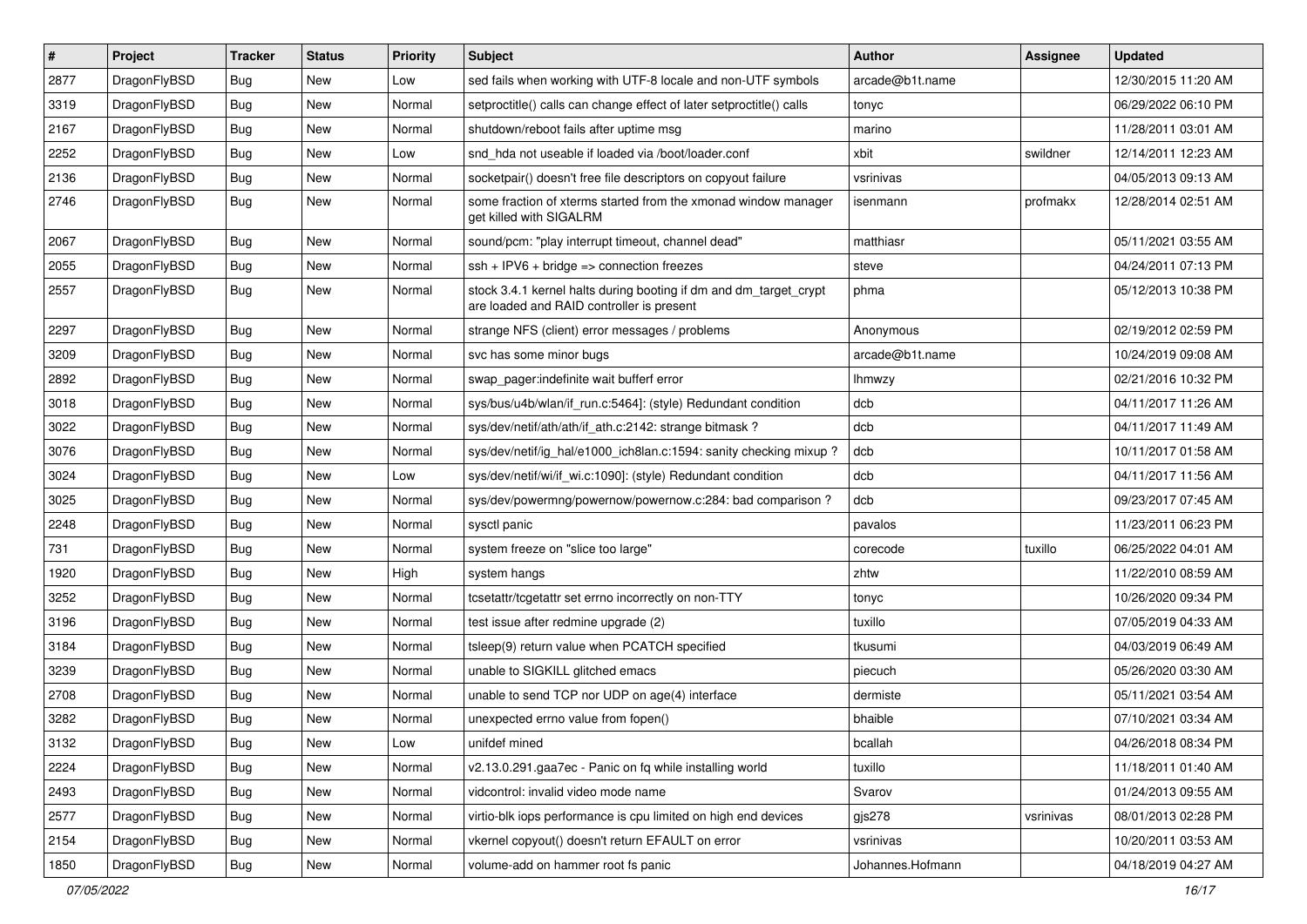| # | Project | Tracker | Status | Priority | Subject | Author | Assignee | Updated |
|---|---|---|---|---|---|---|---|---|
| 2877 | DragonFlyBSD | Bug | New | Low | sed fails when working with UTF-8 locale and non-UTF symbols | arcade@b1t.name | | 12/30/2015 11:20 AM |
| 3319 | DragonFlyBSD | Bug | New | Normal | setproctitle() calls can change effect of later setproctitle() calls | tonyc | | 06/29/2022 06:10 PM |
| 2167 | DragonFlyBSD | Bug | New | Normal | shutdown/reboot fails after uptime msg | marino | | 11/28/2011 03:01 AM |
| 2252 | DragonFlyBSD | Bug | New | Low | snd_hda not useable if loaded via /boot/loader.conf | xbit | swildner | 12/14/2011 12:23 AM |
| 2136 | DragonFlyBSD | Bug | New | Normal | socketpair() doesn't free file descriptors on copyout failure | vsrinivas | | 04/05/2013 09:13 AM |
| 2746 | DragonFlyBSD | Bug | New | Normal | some fraction of xterms started from the xmonad window manager get killed with SIGALRM | isenmann | profmakx | 12/28/2014 02:51 AM |
| 2067 | DragonFlyBSD | Bug | New | Normal | sound/pcm: "play interrupt timeout, channel dead" | matthiasr | | 05/11/2021 03:55 AM |
| 2055 | DragonFlyBSD | Bug | New | Normal | ssh + IPV6 + bridge => connection freezes | steve | | 04/24/2011 07:13 PM |
| 2557 | DragonFlyBSD | Bug | New | Normal | stock 3.4.1 kernel halts during booting if dm and dm_target_crypt are loaded and RAID controller is present | phma | | 05/12/2013 10:38 PM |
| 2297 | DragonFlyBSD | Bug | New | Normal | strange NFS (client) error messages / problems | Anonymous | | 02/19/2012 02:59 PM |
| 3209 | DragonFlyBSD | Bug | New | Normal | svc has some minor bugs | arcade@b1t.name | | 10/24/2019 09:08 AM |
| 2892 | DragonFlyBSD | Bug | New | Normal | swap_pager:indefinite wait bufferf error | lhmwzy | | 02/21/2016 10:32 PM |
| 3018 | DragonFlyBSD | Bug | New | Normal | sys/bus/u4b/wlan/if_run.c:5464]: (style) Redundant condition | dcb | | 04/11/2017 11:26 AM |
| 3022 | DragonFlyBSD | Bug | New | Normal | sys/dev/netif/ath/ath/if_ath.c:2142: strange bitmask ? | dcb | | 04/11/2017 11:49 AM |
| 3076 | DragonFlyBSD | Bug | New | Normal | sys/dev/netif/ig_hal/e1000_ich8lan.c:1594: sanity checking mixup ? | dcb | | 10/11/2017 01:58 AM |
| 3024 | DragonFlyBSD | Bug | New | Low | sys/dev/netif/wi/if_wi.c:1090]: (style) Redundant condition | dcb | | 04/11/2017 11:56 AM |
| 3025 | DragonFlyBSD | Bug | New | Normal | sys/dev/powermng/powernow/powernow.c:284: bad comparison ? | dcb | | 09/23/2017 07:45 AM |
| 2248 | DragonFlyBSD | Bug | New | Normal | sysctl panic | pavalos | | 11/23/2011 06:23 PM |
| 731 | DragonFlyBSD | Bug | New | Normal | system freeze on "slice too large" | corecode | tuxillo | 06/25/2022 04:01 AM |
| 1920 | DragonFlyBSD | Bug | New | High | system hangs | zhtw | | 11/22/2010 08:59 AM |
| 3252 | DragonFlyBSD | Bug | New | Normal | tcsetattr/tcgetattr set errno incorrectly on non-TTY | tonyc | | 10/26/2020 09:34 PM |
| 3196 | DragonFlyBSD | Bug | New | Normal | test issue after redmine upgrade (2) | tuxillo | | 07/05/2019 04:33 AM |
| 3184 | DragonFlyBSD | Bug | New | Normal | tsleep(9) return value when PCATCH specified | tkusumi | | 04/03/2019 06:49 AM |
| 3239 | DragonFlyBSD | Bug | New | Normal | unable to SIGKILL glitched emacs | piecuch | | 05/26/2020 03:30 AM |
| 2708 | DragonFlyBSD | Bug | New | Normal | unable to send TCP nor UDP on age(4) interface | dermiste | | 05/11/2021 03:54 AM |
| 3282 | DragonFlyBSD | Bug | New | Normal | unexpected errno value from fopen() | bhaible | | 07/10/2021 03:34 AM |
| 3132 | DragonFlyBSD | Bug | New | Low | unifdef mined | bcallah | | 04/26/2018 08:34 PM |
| 2224 | DragonFlyBSD | Bug | New | Normal | v2.13.0.291.gaa7ec - Panic on fq while installing world | tuxillo | | 11/18/2011 01:40 AM |
| 2493 | DragonFlyBSD | Bug | New | Normal | vidcontrol: invalid video mode name | Svarov | | 01/24/2013 09:55 AM |
| 2577 | DragonFlyBSD | Bug | New | Normal | virtio-blk iops performance is cpu limited on high end devices | gjs278 | vsrinivas | 08/01/2013 02:28 PM |
| 2154 | DragonFlyBSD | Bug | New | Normal | vkernel copyout() doesn't return EFAULT on error | vsrinivas | | 10/20/2011 03:53 AM |
| 1850 | DragonFlyBSD | Bug | New | Normal | volume-add on hammer root fs panic | Johannes.Hofmann | | 04/18/2019 04:27 AM |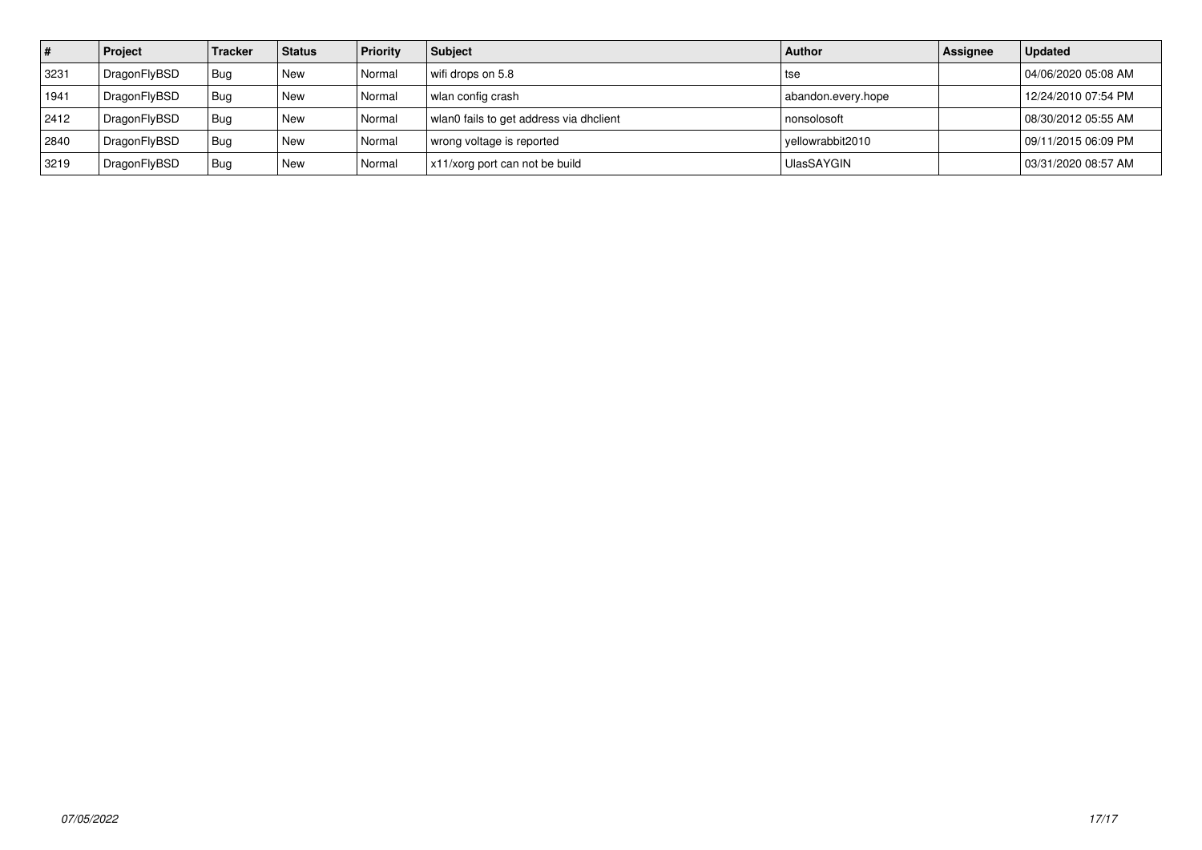| # | Project | Tracker | Status | Priority | Subject | Author | Assignee | Updated |
|---|---|---|---|---|---|---|---|---|
| 3231 | DragonFlyBSD | Bug | New | Normal | wifi drops on 5.8 | tse | | 04/06/2020 05:08 AM |
| 1941 | DragonFlyBSD | Bug | New | Normal | wlan config crash | abandon.every.hope | | 12/24/2010 07:54 PM |
| 2412 | DragonFlyBSD | Bug | New | Normal | wlan0 fails to get address via dhclient | nonsolosoft | | 08/30/2012 05:55 AM |
| 2840 | DragonFlyBSD | Bug | New | Normal | wrong voltage is reported | yellowrabbit2010 | | 09/11/2015 06:09 PM |
| 3219 | DragonFlyBSD | Bug | New | Normal | x11/xorg port can not be build | UlasSAYGIN | | 03/31/2020 08:57 AM |